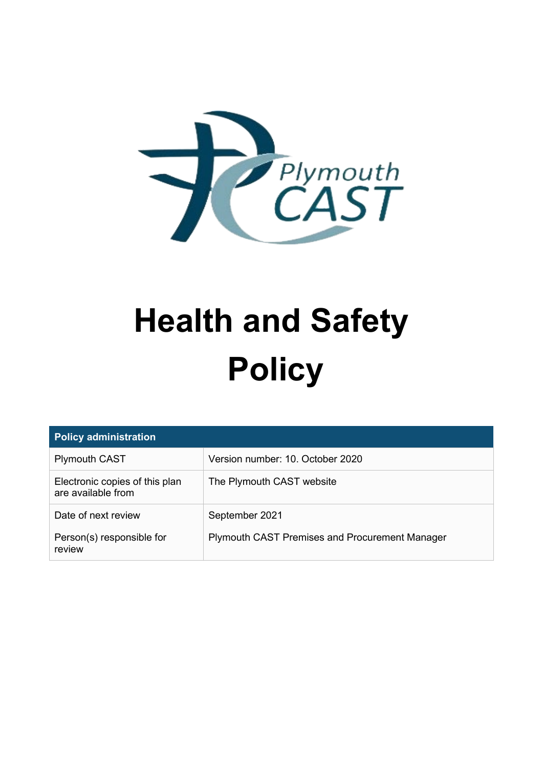# Health and Safety Policy

| Policy administration | |
|---|---|
| Plymouth CAST | Version number: 10. October 2020 |
| Electronic copies of this plan are available from | The Plymouth CAST website |
| Date of next review | September 2021 |
| Person(s) responsible for review | Plymouth CAST Premises and Procurement Manager |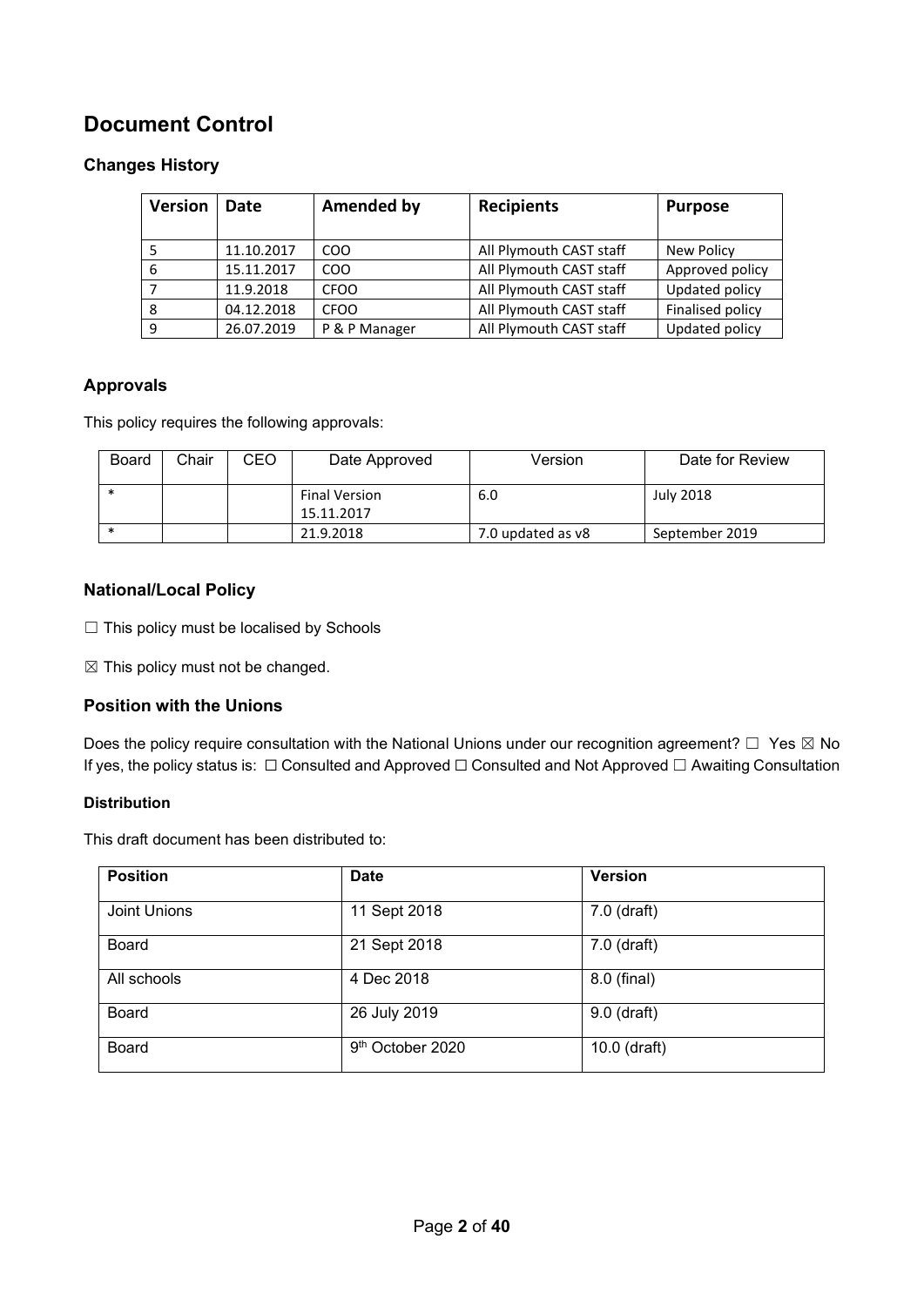# Document Control

## Changes History

| Version | Date | Amended by | Recipients | Purpose |
|---|---|---|---|---|
| 5 | 11.10.2017 | COO | All Plymouth CAST staff | New Policy |
| 6 | 15.11.2017 | COO | All Plymouth CAST staff | Approved policy |
| 7 | 11.9.2018 | CFOO | All Plymouth CAST staff | Updated policy |
| 8 | 04.12.2018 | CFOO | All Plymouth CAST staff | Finalised policy |
| 9 | 26.07.2019 | P & P Manager | All Plymouth CAST staff | Updated policy |

## Approvals

This policy requires the following approvals:

| Board | Chair | CEO | Date Approved | Version | Date for Review |
|---|---|---|---|---|---|
| * | | | Final Version 15.11.2017 | 6.0 | July 2018 |
| * | | | 21.9.2018 | 7.0 updated as v8 | September 2019 |

## National/Local Policy

☐ This policy must be localised by Schools

☒ This policy must not be changed.

## Position with the Unions

Does the policy require consultation with the National Unions under our recognition agreement? ☐ Yes ☒ No
If yes, the policy status is: ☐ Consulted and Approved ☐ Consulted and Not Approved ☐ Awaiting Consultation

### Distribution

This draft document has been distributed to:

| Position | Date | Version |
|---|---|---|
| Joint Unions | 11 Sept 2018 | 7.0 (draft) |
| Board | 21 Sept 2018 | 7.0 (draft) |
| All schools | 4 Dec 2018 | 8.0 (final) |
| Board | 26 July 2019 | 9.0 (draft) |
| Board | 9th October 2020 | 10.0 (draft) |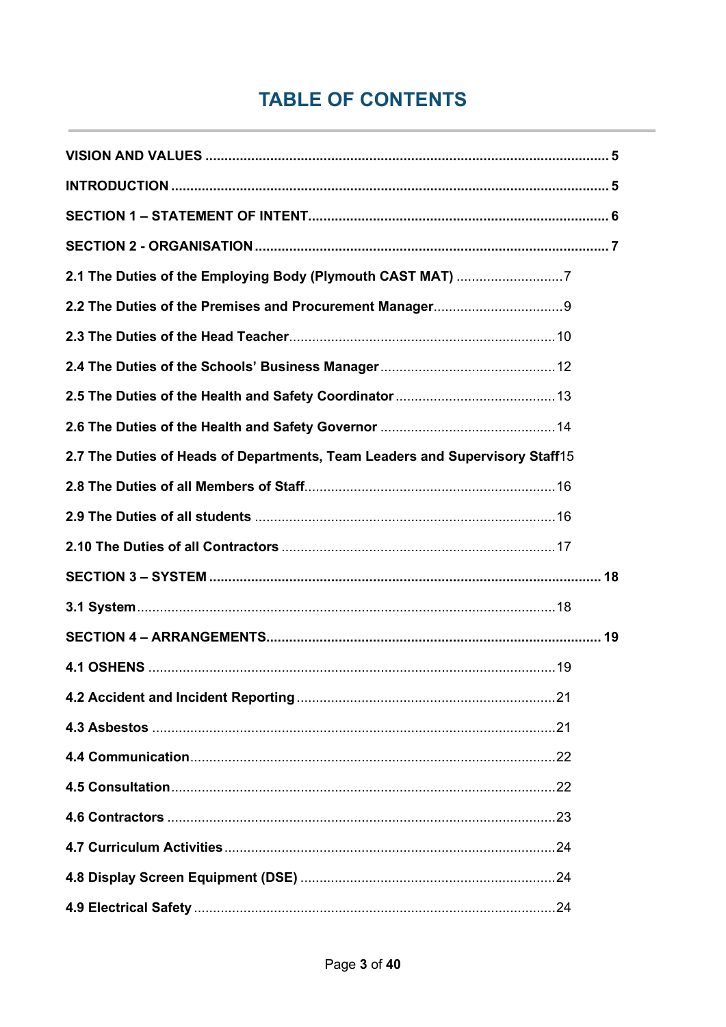# TABLE OF CONTENTS

**VISION AND VALUES** ........................................................................................................ **5**

**INTRODUCTION** .................................................................................................................. **5**

**SECTION 1 – STATEMENT OF INTENT** .............................................................................. **6**

**SECTION 2 - ORGANISATION** ............................................................................................ **7**

**2.1 The Duties of the Employing Body (Plymouth CAST MAT)** ............................ 7

**2.2 The Duties of the Premises and Procurement Manager** .................................. 9

**2.3 The Duties of the Head Teacher** ..................................................................... 10

**2.4 The Duties of the Schools' Business Manager** ............................................... 12

**2.5 The Duties of the Health and Safety Coordinator** ........................................... 13

**2.6 The Duties of the Health and Safety Governor** ............................................... 14

**2.7 The Duties of Heads of Departments, Team Leaders and Supervisory Staff** 15

**2.8 The Duties of all Members of Staff** ................................................................. 16

**2.9 The Duties of all students** ............................................................................... 16

**2.10 The Duties of all Contractors** ........................................................................ 17

**SECTION 3 – SYSTEM** ..................................................................................................... **18**

**3.1 System** ............................................................................................................. 18

**SECTION 4 – ARRANGEMENTS** ....................................................................................... **19**

**4.1 OSHENS** .......................................................................................................... 19

**4.2 Accident and Incident Reporting** .................................................................... 21

**4.3 Asbestos** .......................................................................................................... 21

**4.4 Communication** ............................................................................................... 22

**4.5 Consultation** ..................................................................................................... 22

**4.6 Contractors** ...................................................................................................... 23

**4.7 Curriculum Activities** ....................................................................................... 24

**4.8 Display Screen Equipment (DSE)** ................................................................... 24

**4.9 Electrical Safety** .............................................................................................. 24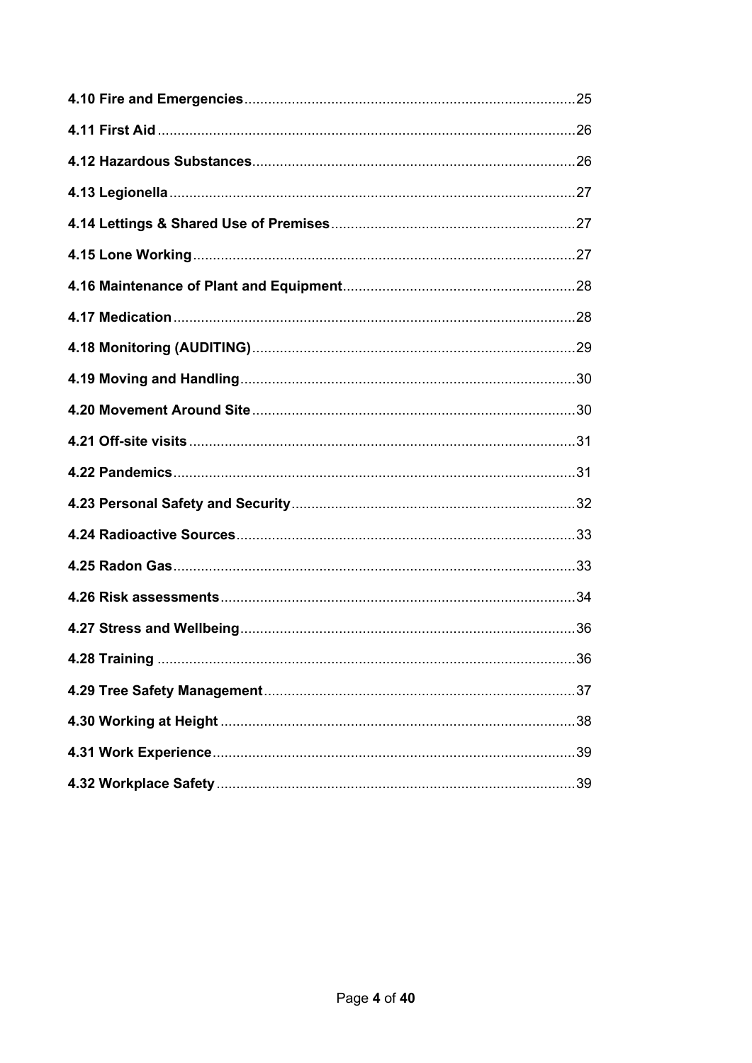**4.10 Fire and Emergencies**...25

**4.11 First Aid**...26

**4.12 Hazardous Substances**...26

**4.13 Legionella**...27

**4.14 Lettings & Shared Use of Premises**...27

**4.15 Lone Working**...27

**4.16 Maintenance of Plant and Equipment**...28

**4.17 Medication**...28

**4.18 Monitoring (AUDITING)**...29

**4.19 Moving and Handling**...30

**4.20 Movement Around Site**...30

**4.21 Off-site visits**...31

**4.22 Pandemics**...31

**4.23 Personal Safety and Security**...32

**4.24 Radioactive Sources**...33

**4.25 Radon Gas**...33

**4.26 Risk assessments**...34

**4.27 Stress and Wellbeing**...36

**4.28 Training**...36

**4.29 Tree Safety Management**...37

**4.30 Working at Height**...38

**4.31 Work Experience**...39

**4.32 Workplace Safety**...39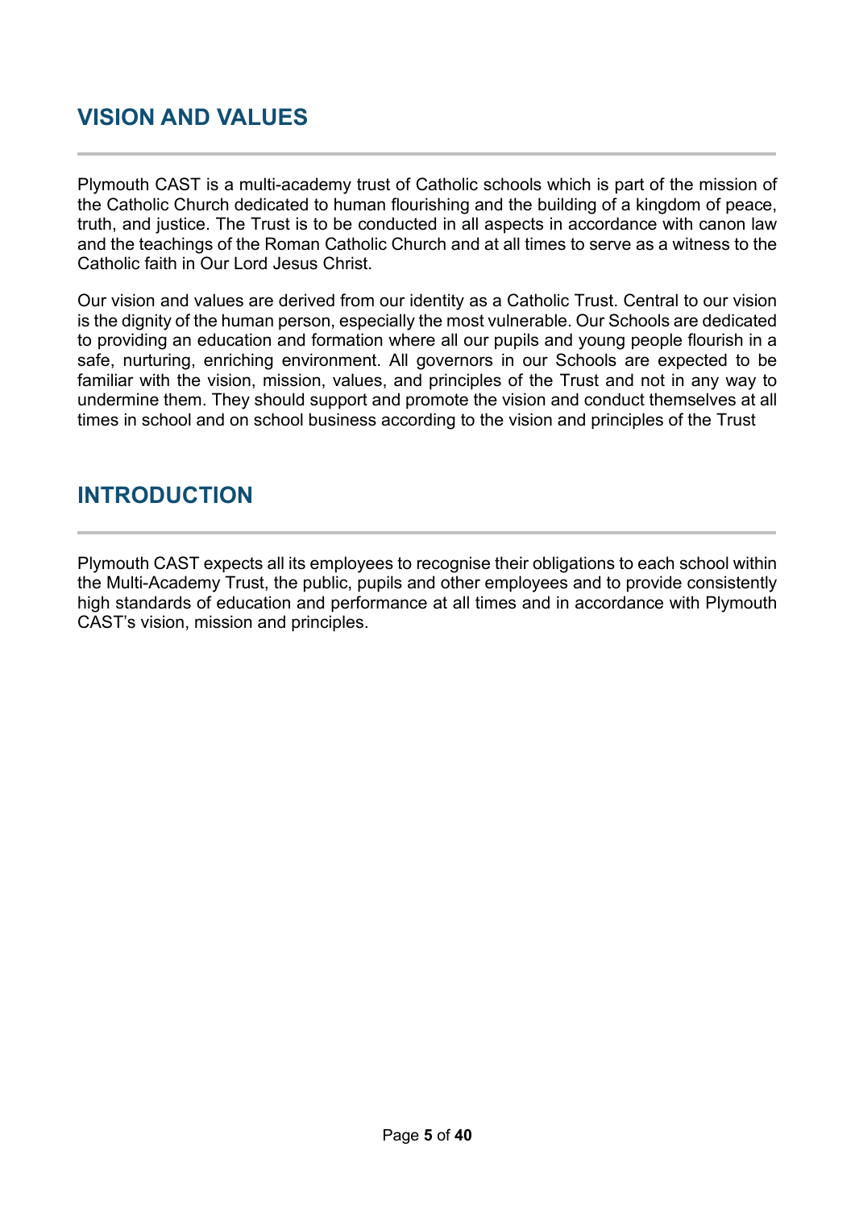## VISION AND VALUES

Plymouth CAST is a multi-academy trust of Catholic schools which is part of the mission of the Catholic Church dedicated to human flourishing and the building of a kingdom of peace, truth, and justice. The Trust is to be conducted in all aspects in accordance with canon law and the teachings of the Roman Catholic Church and at all times to serve as a witness to the Catholic faith in Our Lord Jesus Christ.

Our vision and values are derived from our identity as a Catholic Trust. Central to our vision is the dignity of the human person, especially the most vulnerable. Our Schools are dedicated to providing an education and formation where all our pupils and young people flourish in a safe, nurturing, enriching environment. All governors in our Schools are expected to be familiar with the vision, mission, values, and principles of the Trust and not in any way to undermine them. They should support and promote the vision and conduct themselves at all times in school and on school business according to the vision and principles of the Trust

## INTRODUCTION

Plymouth CAST expects all its employees to recognise their obligations to each school within the Multi-Academy Trust, the public, pupils and other employees and to provide consistently high standards of education and performance at all times and in accordance with Plymouth CAST's vision, mission and principles.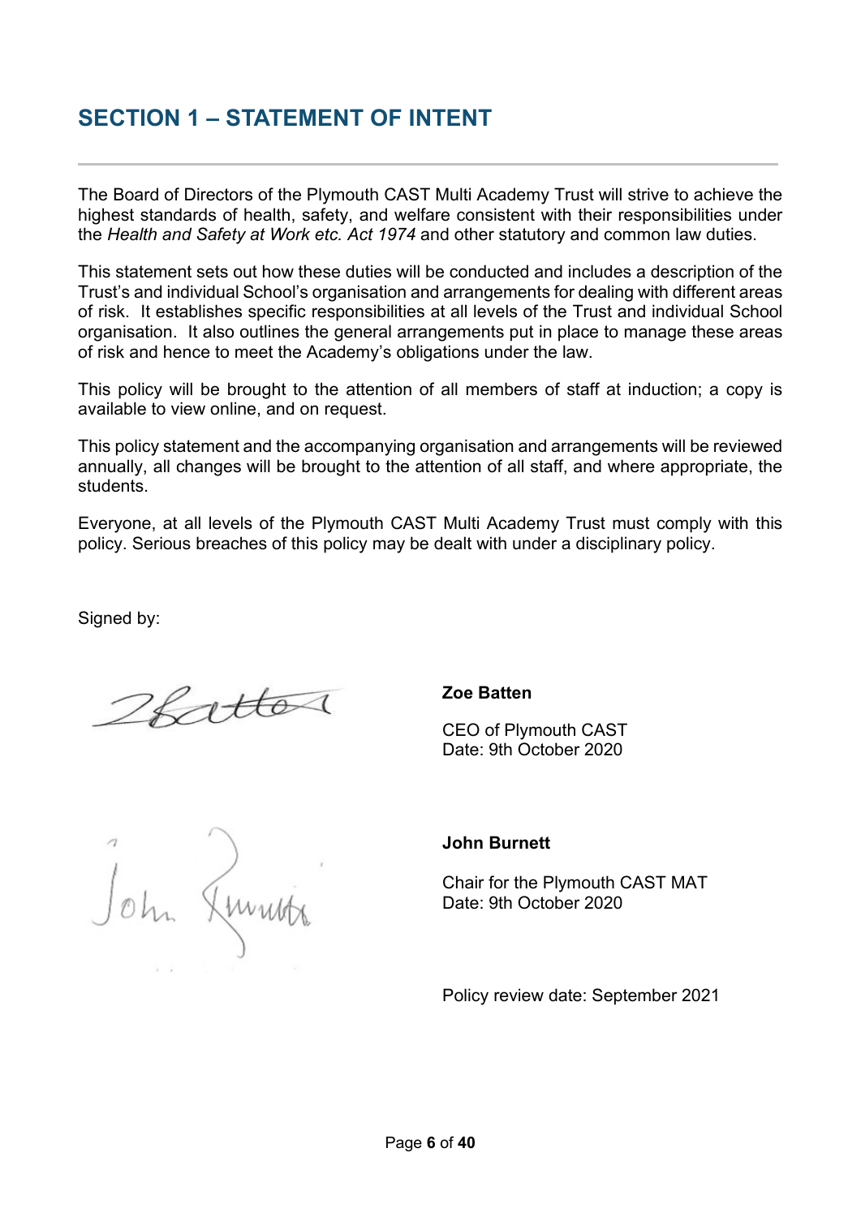## SECTION 1 – STATEMENT OF INTENT

The Board of Directors of the Plymouth CAST Multi Academy Trust will strive to achieve the highest standards of health, safety, and welfare consistent with their responsibilities under the *Health and Safety at Work etc. Act 1974* and other statutory and common law duties.

This statement sets out how these duties will be conducted and includes a description of the Trust's and individual School's organisation and arrangements for dealing with different areas of risk. It establishes specific responsibilities at all levels of the Trust and individual School organisation. It also outlines the general arrangements put in place to manage these areas of risk and hence to meet the Academy's obligations under the law.

This policy will be brought to the attention of all members of staff at induction; a copy is available to view online, and on request.

This policy statement and the accompanying organisation and arrangements will be reviewed annually, all changes will be brought to the attention of all staff, and where appropriate, the students.

Everyone, at all levels of the Plymouth CAST Multi Academy Trust must comply with this policy. Serious breaches of this policy may be dealt with under a disciplinary policy.

Signed by:

**Zoe Batten**

CEO of Plymouth CAST
Date: 9th October 2020

**John Burnett**

Chair for the Plymouth CAST MAT
Date: 9th October 2020

Policy review date: September 2021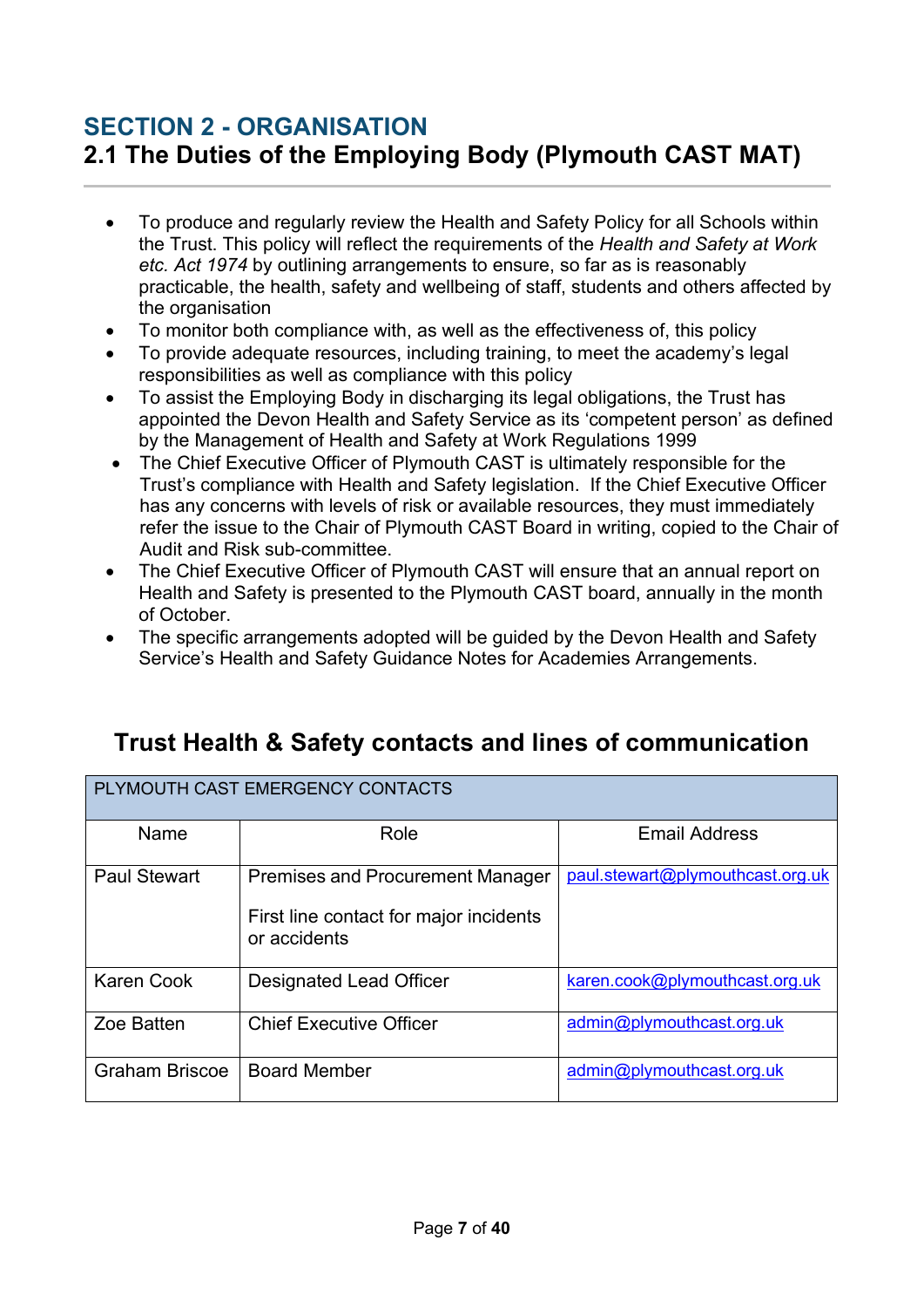# SECTION 2 - ORGANISATION

## 2.1 The Duties of the Employing Body (Plymouth CAST MAT)

- To produce and regularly review the Health and Safety Policy for all Schools within the Trust. This policy will reflect the requirements of the *Health and Safety at Work etc. Act 1974* by outlining arrangements to ensure, so far as is reasonably practicable, the health, safety and wellbeing of staff, students and others affected by the organisation
- To monitor both compliance with, as well as the effectiveness of, this policy
- To provide adequate resources, including training, to meet the academy's legal responsibilities as well as compliance with this policy
- To assist the Employing Body in discharging its legal obligations, the Trust has appointed the Devon Health and Safety Service as its 'competent person' as defined by the Management of Health and Safety at Work Regulations 1999
- The Chief Executive Officer of Plymouth CAST is ultimately responsible for the Trust's compliance with Health and Safety legislation. If the Chief Executive Officer has any concerns with levels of risk or available resources, they must immediately refer the issue to the Chair of Plymouth CAST Board in writing, copied to the Chair of Audit and Risk sub-committee.
- The Chief Executive Officer of Plymouth CAST will ensure that an annual report on Health and Safety is presented to the Plymouth CAST board, annually in the month of October.
- The specific arrangements adopted will be guided by the Devon Health and Safety Service's Health and Safety Guidance Notes for Academies Arrangements.

## Trust Health & Safety contacts and lines of communication

| PLYMOUTH CAST EMERGENCY CONTACTS | | |
|---|---|---|
| Name | Role | Email Address |
| Paul Stewart | Premises and Procurement Manager<br><br>First line contact for major incidents or accidents | paul.stewart@plymouthcast.org.uk |
| Karen Cook | Designated Lead Officer | karen.cook@plymouthcast.org.uk |
| Zoe Batten | Chief Executive Officer | admin@plymouthcast.org.uk |
| Graham Briscoe | Board Member | admin@plymouthcast.org.uk |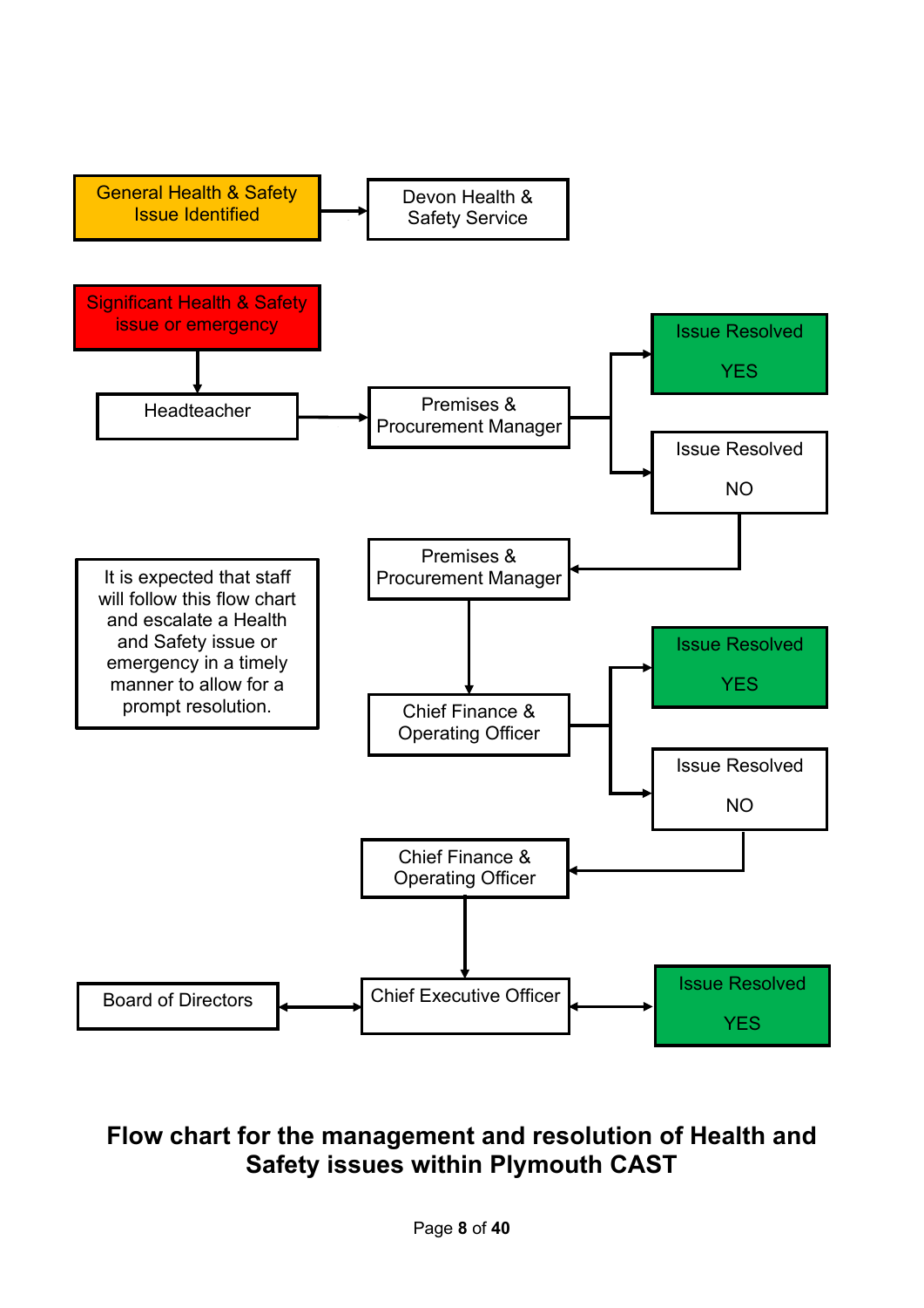General Health & Safety Issue Identified → Devon Health & Safety Service

Significant Health & Safety issue or emergency

↓

Headteacher → Premises & Procurement Manager

- Issue Resolved YES
- Issue Resolved NO

→ Premises & Procurement Manager

↓

Chief Finance & Operating Officer

- Issue Resolved YES
- Issue Resolved NO

→ Chief Finance & Operating Officer

↓

Chief Executive Officer ↔ Board of Directors

Chief Executive Officer ↔ Issue Resolved YES

It is expected that staff will follow this flow chart and escalate a Health and Safety issue or emergency in a timely manner to allow for a prompt resolution.

**Flow chart for the management and resolution of Health and Safety issues within Plymouth CAST**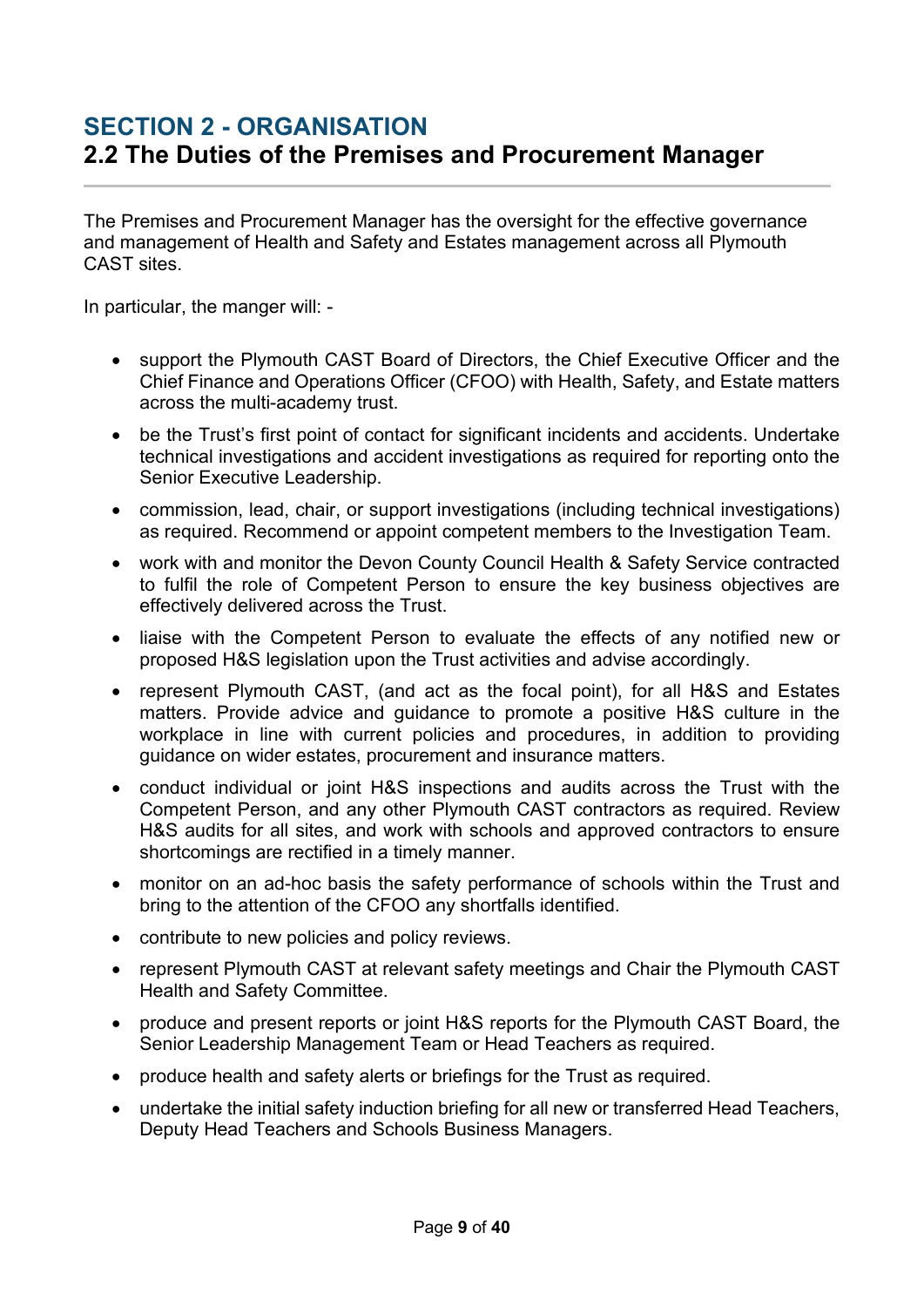# SECTION 2 - ORGANISATION

## 2.2 The Duties of the Premises and Procurement Manager

The Premises and Procurement Manager has the oversight for the effective governance and management of Health and Safety and Estates management across all Plymouth CAST sites.

In particular, the manger will: -

- support the Plymouth CAST Board of Directors, the Chief Executive Officer and the Chief Finance and Operations Officer (CFOO) with Health, Safety, and Estate matters across the multi-academy trust.
- be the Trust's first point of contact for significant incidents and accidents. Undertake technical investigations and accident investigations as required for reporting onto the Senior Executive Leadership.
- commission, lead, chair, or support investigations (including technical investigations) as required. Recommend or appoint competent members to the Investigation Team.
- work with and monitor the Devon County Council Health & Safety Service contracted to fulfil the role of Competent Person to ensure the key business objectives are effectively delivered across the Trust.
- liaise with the Competent Person to evaluate the effects of any notified new or proposed H&S legislation upon the Trust activities and advise accordingly.
- represent Plymouth CAST, (and act as the focal point), for all H&S and Estates matters. Provide advice and guidance to promote a positive H&S culture in the workplace in line with current policies and procedures, in addition to providing guidance on wider estates, procurement and insurance matters.
- conduct individual or joint H&S inspections and audits across the Trust with the Competent Person, and any other Plymouth CAST contractors as required. Review H&S audits for all sites, and work with schools and approved contractors to ensure shortcomings are rectified in a timely manner.
- monitor on an ad-hoc basis the safety performance of schools within the Trust and bring to the attention of the CFOO any shortfalls identified.
- contribute to new policies and policy reviews.
- represent Plymouth CAST at relevant safety meetings and Chair the Plymouth CAST Health and Safety Committee.
- produce and present reports or joint H&S reports for the Plymouth CAST Board, the Senior Leadership Management Team or Head Teachers as required.
- produce health and safety alerts or briefings for the Trust as required.
- undertake the initial safety induction briefing for all new or transferred Head Teachers, Deputy Head Teachers and Schools Business Managers.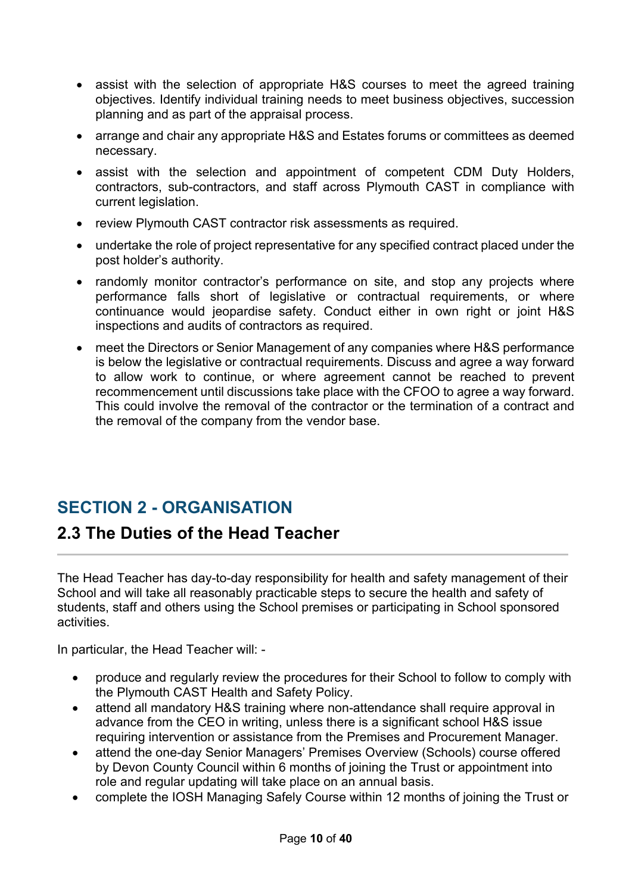- assist with the selection of appropriate H&S courses to meet the agreed training objectives. Identify individual training needs to meet business objectives, succession planning and as part of the appraisal process.
- arrange and chair any appropriate H&S and Estates forums or committees as deemed necessary.
- assist with the selection and appointment of competent CDM Duty Holders, contractors, sub-contractors, and staff across Plymouth CAST in compliance with current legislation.
- review Plymouth CAST contractor risk assessments as required.
- undertake the role of project representative for any specified contract placed under the post holder's authority.
- randomly monitor contractor's performance on site, and stop any projects where performance falls short of legislative or contractual requirements, or where continuance would jeopardise safety. Conduct either in own right or joint H&S inspections and audits of contractors as required.
- meet the Directors or Senior Management of any companies where H&S performance is below the legislative or contractual requirements. Discuss and agree a way forward to allow work to continue, or where agreement cannot be reached to prevent recommencement until discussions take place with the CFOO to agree a way forward. This could involve the removal of the contractor or the termination of a contract and the removal of the company from the vendor base.

## SECTION 2 - ORGANISATION

### 2.3 The Duties of the Head Teacher

The Head Teacher has day-to-day responsibility for health and safety management of their School and will take all reasonably practicable steps to secure the health and safety of students, staff and others using the School premises or participating in School sponsored activities.

In particular, the Head Teacher will: -

- produce and regularly review the procedures for their School to follow to comply with the Plymouth CAST Health and Safety Policy.
- attend all mandatory H&S training where non-attendance shall require approval in advance from the CEO in writing, unless there is a significant school H&S issue requiring intervention or assistance from the Premises and Procurement Manager.
- attend the one-day Senior Managers' Premises Overview (Schools) course offered by Devon County Council within 6 months of joining the Trust or appointment into role and regular updating will take place on an annual basis.
- complete the IOSH Managing Safely Course within 12 months of joining the Trust or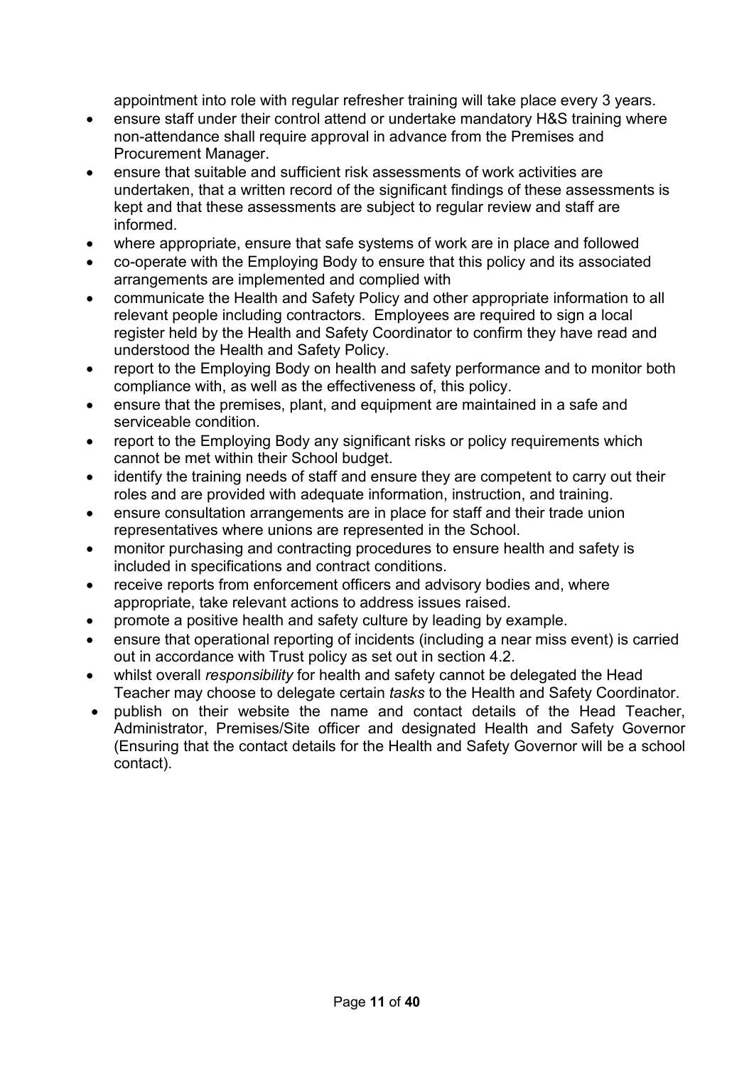appointment into role with regular refresher training will take place every 3 years.

- ensure staff under their control attend or undertake mandatory H&S training where non-attendance shall require approval in advance from the Premises and Procurement Manager.
- ensure that suitable and sufficient risk assessments of work activities are undertaken, that a written record of the significant findings of these assessments is kept and that these assessments are subject to regular review and staff are informed.
- where appropriate, ensure that safe systems of work are in place and followed
- co-operate with the Employing Body to ensure that this policy and its associated arrangements are implemented and complied with
- communicate the Health and Safety Policy and other appropriate information to all relevant people including contractors. Employees are required to sign a local register held by the Health and Safety Coordinator to confirm they have read and understood the Health and Safety Policy.
- report to the Employing Body on health and safety performance and to monitor both compliance with, as well as the effectiveness of, this policy.
- ensure that the premises, plant, and equipment are maintained in a safe and serviceable condition.
- report to the Employing Body any significant risks or policy requirements which cannot be met within their School budget.
- identify the training needs of staff and ensure they are competent to carry out their roles and are provided with adequate information, instruction, and training.
- ensure consultation arrangements are in place for staff and their trade union representatives where unions are represented in the School.
- monitor purchasing and contracting procedures to ensure health and safety is included in specifications and contract conditions.
- receive reports from enforcement officers and advisory bodies and, where appropriate, take relevant actions to address issues raised.
- promote a positive health and safety culture by leading by example.
- ensure that operational reporting of incidents (including a near miss event) is carried out in accordance with Trust policy as set out in section 4.2.
- whilst overall *responsibility* for health and safety cannot be delegated the Head Teacher may choose to delegate certain *tasks* to the Health and Safety Coordinator.
- publish on their website the name and contact details of the Head Teacher, Administrator, Premises/Site officer and designated Health and Safety Governor (Ensuring that the contact details for the Health and Safety Governor will be a school contact).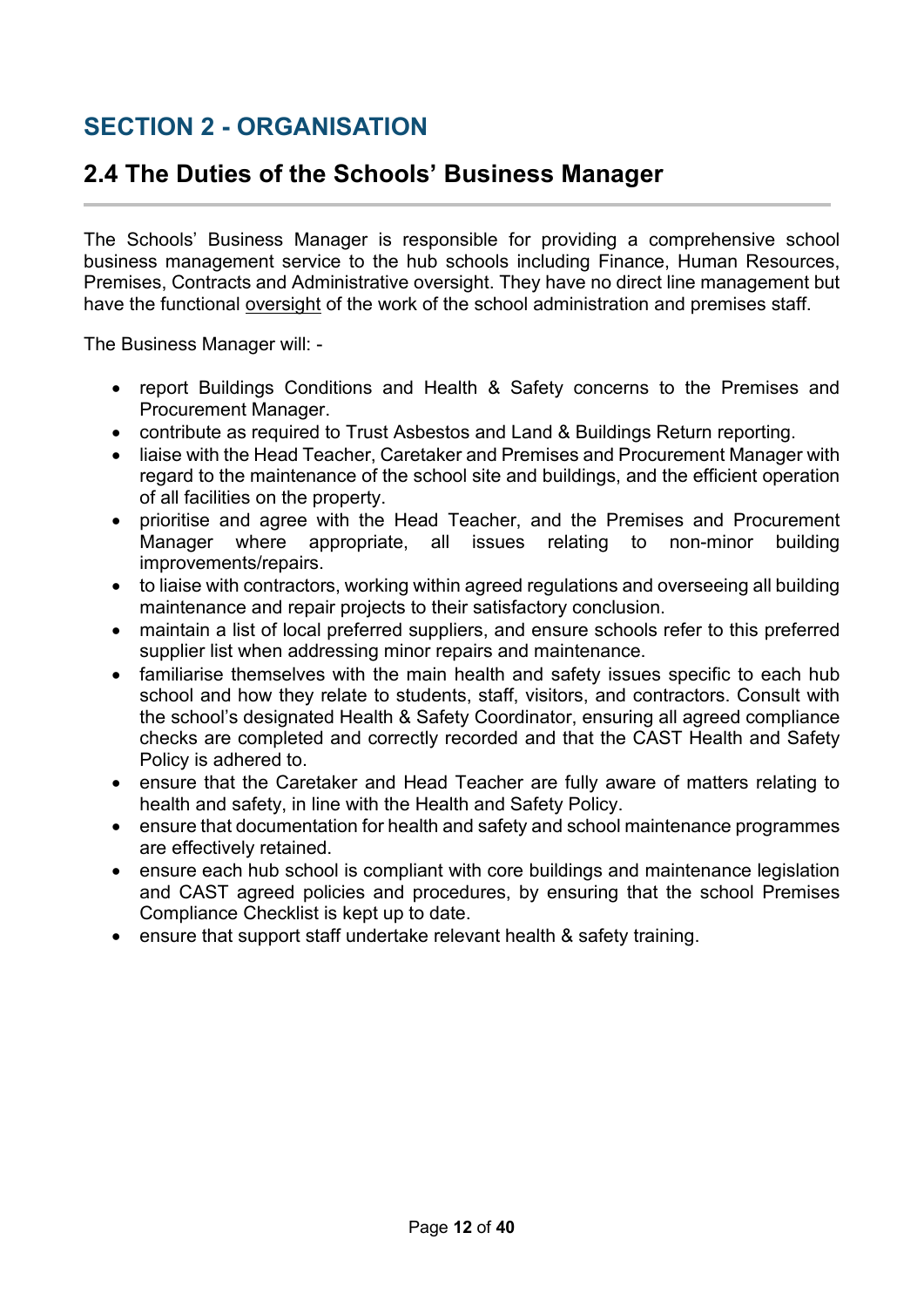# SECTION 2 - ORGANISATION

## 2.4 The Duties of the Schools' Business Manager

The Schools' Business Manager is responsible for providing a comprehensive school business management service to the hub schools including Finance, Human Resources, Premises, Contracts and Administrative oversight. They have no direct line management but have the functional oversight of the work of the school administration and premises staff.

The Business Manager will: -

- report Buildings Conditions and Health & Safety concerns to the Premises and Procurement Manager.
- contribute as required to Trust Asbestos and Land & Buildings Return reporting.
- liaise with the Head Teacher, Caretaker and Premises and Procurement Manager with regard to the maintenance of the school site and buildings, and the efficient operation of all facilities on the property.
- prioritise and agree with the Head Teacher, and the Premises and Procurement Manager where appropriate, all issues relating to non-minor building improvements/repairs.
- to liaise with contractors, working within agreed regulations and overseeing all building maintenance and repair projects to their satisfactory conclusion.
- maintain a list of local preferred suppliers, and ensure schools refer to this preferred supplier list when addressing minor repairs and maintenance.
- familiarise themselves with the main health and safety issues specific to each hub school and how they relate to students, staff, visitors, and contractors. Consult with the school's designated Health & Safety Coordinator, ensuring all agreed compliance checks are completed and correctly recorded and that the CAST Health and Safety Policy is adhered to.
- ensure that the Caretaker and Head Teacher are fully aware of matters relating to health and safety, in line with the Health and Safety Policy.
- ensure that documentation for health and safety and school maintenance programmes are effectively retained.
- ensure each hub school is compliant with core buildings and maintenance legislation and CAST agreed policies and procedures, by ensuring that the school Premises Compliance Checklist is kept up to date.
- ensure that support staff undertake relevant health & safety training.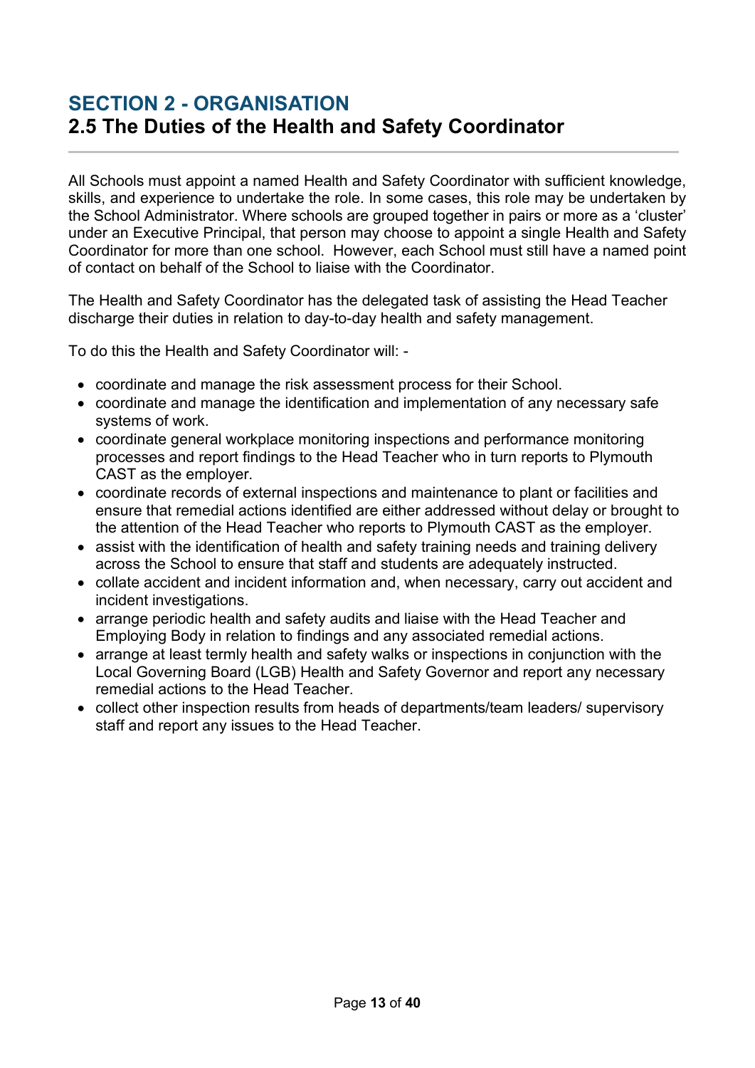# SECTION 2 - ORGANISATION
## 2.5 The Duties of the Health and Safety Coordinator

All Schools must appoint a named Health and Safety Coordinator with sufficient knowledge, skills, and experience to undertake the role. In some cases, this role may be undertaken by the School Administrator. Where schools are grouped together in pairs or more as a 'cluster' under an Executive Principal, that person may choose to appoint a single Health and Safety Coordinator for more than one school. However, each School must still have a named point of contact on behalf of the School to liaise with the Coordinator.

The Health and Safety Coordinator has the delegated task of assisting the Head Teacher discharge their duties in relation to day-to-day health and safety management.

To do this the Health and Safety Coordinator will: -

- coordinate and manage the risk assessment process for their School.
- coordinate and manage the identification and implementation of any necessary safe systems of work.
- coordinate general workplace monitoring inspections and performance monitoring processes and report findings to the Head Teacher who in turn reports to Plymouth CAST as the employer.
- coordinate records of external inspections and maintenance to plant or facilities and ensure that remedial actions identified are either addressed without delay or brought to the attention of the Head Teacher who reports to Plymouth CAST as the employer.
- assist with the identification of health and safety training needs and training delivery across the School to ensure that staff and students are adequately instructed.
- collate accident and incident information and, when necessary, carry out accident and incident investigations.
- arrange periodic health and safety audits and liaise with the Head Teacher and Employing Body in relation to findings and any associated remedial actions.
- arrange at least termly health and safety walks or inspections in conjunction with the Local Governing Board (LGB) Health and Safety Governor and report any necessary remedial actions to the Head Teacher.
- collect other inspection results from heads of departments/team leaders/ supervisory staff and report any issues to the Head Teacher.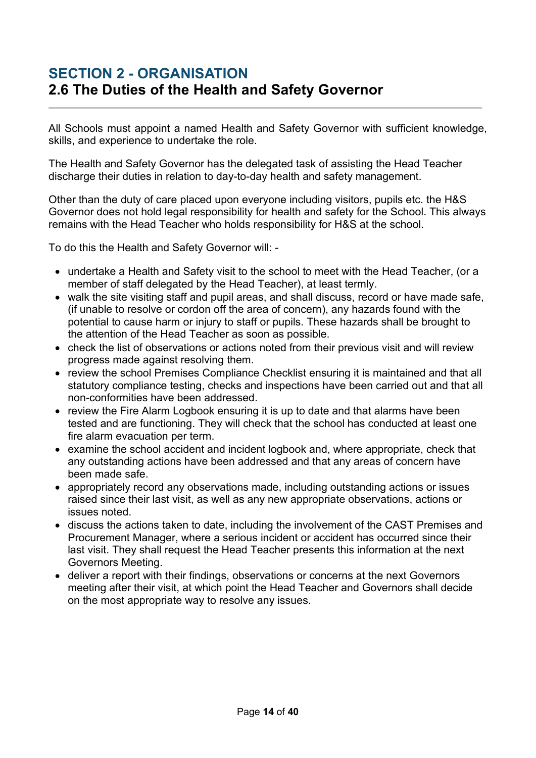# SECTION 2 - ORGANISATION

## 2.6 The Duties of the Health and Safety Governor

All Schools must appoint a named Health and Safety Governor with sufficient knowledge, skills, and experience to undertake the role.

The Health and Safety Governor has the delegated task of assisting the Head Teacher discharge their duties in relation to day-to-day health and safety management.

Other than the duty of care placed upon everyone including visitors, pupils etc. the H&S Governor does not hold legal responsibility for health and safety for the School. This always remains with the Head Teacher who holds responsibility for H&S at the school.

To do this the Health and Safety Governor will: -

- undertake a Health and Safety visit to the school to meet with the Head Teacher, (or a member of staff delegated by the Head Teacher), at least termly.
- walk the site visiting staff and pupil areas, and shall discuss, record or have made safe, (if unable to resolve or cordon off the area of concern), any hazards found with the potential to cause harm or injury to staff or pupils. These hazards shall be brought to the attention of the Head Teacher as soon as possible.
- check the list of observations or actions noted from their previous visit and will review progress made against resolving them.
- review the school Premises Compliance Checklist ensuring it is maintained and that all statutory compliance testing, checks and inspections have been carried out and that all non-conformities have been addressed.
- review the Fire Alarm Logbook ensuring it is up to date and that alarms have been tested and are functioning. They will check that the school has conducted at least one fire alarm evacuation per term.
- examine the school accident and incident logbook and, where appropriate, check that any outstanding actions have been addressed and that any areas of concern have been made safe.
- appropriately record any observations made, including outstanding actions or issues raised since their last visit, as well as any new appropriate observations, actions or issues noted.
- discuss the actions taken to date, including the involvement of the CAST Premises and Procurement Manager, where a serious incident or accident has occurred since their last visit. They shall request the Head Teacher presents this information at the next Governors Meeting.
- deliver a report with their findings, observations or concerns at the next Governors meeting after their visit, at which point the Head Teacher and Governors shall decide on the most appropriate way to resolve any issues.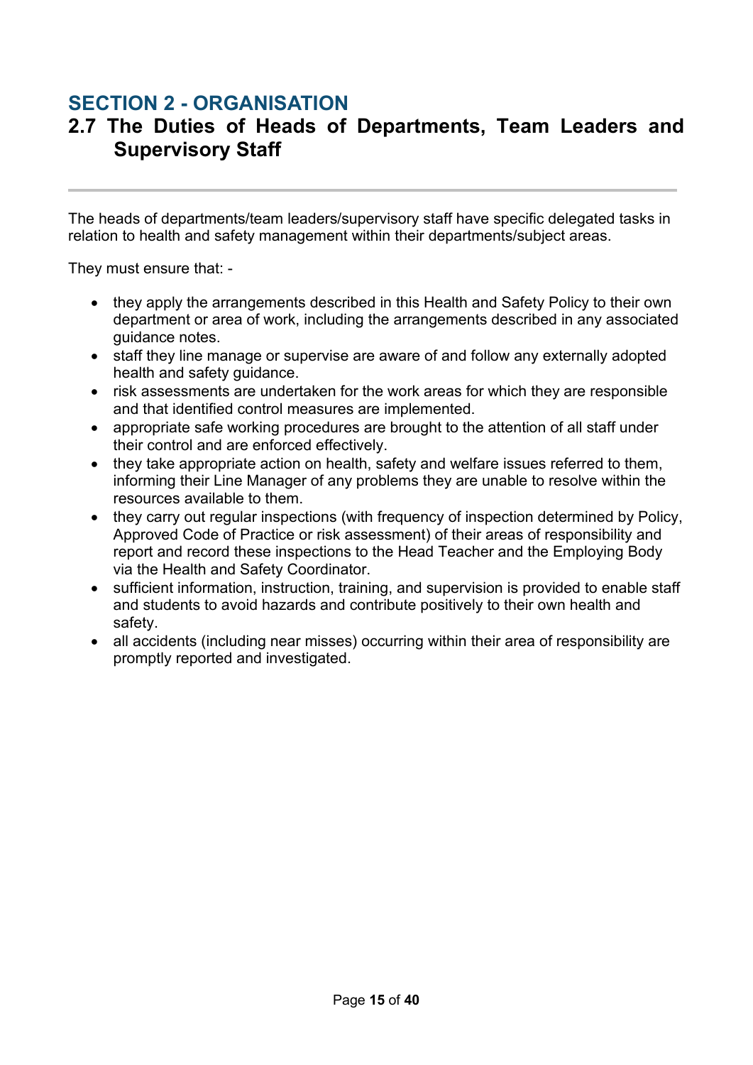# SECTION 2 - ORGANISATION

## 2.7 The Duties of Heads of Departments, Team Leaders and Supervisory Staff

The heads of departments/team leaders/supervisory staff have specific delegated tasks in relation to health and safety management within their departments/subject areas.

They must ensure that: -

- they apply the arrangements described in this Health and Safety Policy to their own department or area of work, including the arrangements described in any associated guidance notes.
- staff they line manage or supervise are aware of and follow any externally adopted health and safety guidance.
- risk assessments are undertaken for the work areas for which they are responsible and that identified control measures are implemented.
- appropriate safe working procedures are brought to the attention of all staff under their control and are enforced effectively.
- they take appropriate action on health, safety and welfare issues referred to them, informing their Line Manager of any problems they are unable to resolve within the resources available to them.
- they carry out regular inspections (with frequency of inspection determined by Policy, Approved Code of Practice or risk assessment) of their areas of responsibility and report and record these inspections to the Head Teacher and the Employing Body via the Health and Safety Coordinator.
- sufficient information, instruction, training, and supervision is provided to enable staff and students to avoid hazards and contribute positively to their own health and safety.
- all accidents (including near misses) occurring within their area of responsibility are promptly reported and investigated.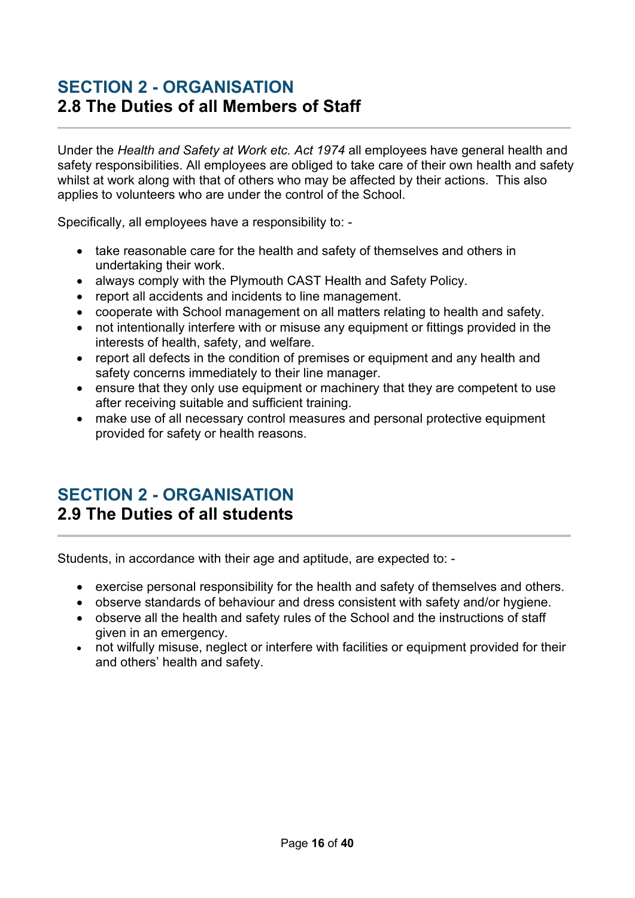## SECTION 2 - ORGANISATION
### 2.8 The Duties of all Members of Staff

Under the *Health and Safety at Work etc. Act 1974* all employees have general health and safety responsibilities. All employees are obliged to take care of their own health and safety whilst at work along with that of others who may be affected by their actions. This also applies to volunteers who are under the control of the School.

Specifically, all employees have a responsibility to: -

- take reasonable care for the health and safety of themselves and others in undertaking their work.
- always comply with the Plymouth CAST Health and Safety Policy.
- report all accidents and incidents to line management.
- cooperate with School management on all matters relating to health and safety.
- not intentionally interfere with or misuse any equipment or fittings provided in the interests of health, safety, and welfare.
- report all defects in the condition of premises or equipment and any health and safety concerns immediately to their line manager.
- ensure that they only use equipment or machinery that they are competent to use after receiving suitable and sufficient training.
- make use of all necessary control measures and personal protective equipment provided for safety or health reasons.

## SECTION 2 - ORGANISATION
### 2.9 The Duties of all students

Students, in accordance with their age and aptitude, are expected to: -

- exercise personal responsibility for the health and safety of themselves and others.
- observe standards of behaviour and dress consistent with safety and/or hygiene.
- observe all the health and safety rules of the School and the instructions of staff given in an emergency.
- not wilfully misuse, neglect or interfere with facilities or equipment provided for their and others' health and safety.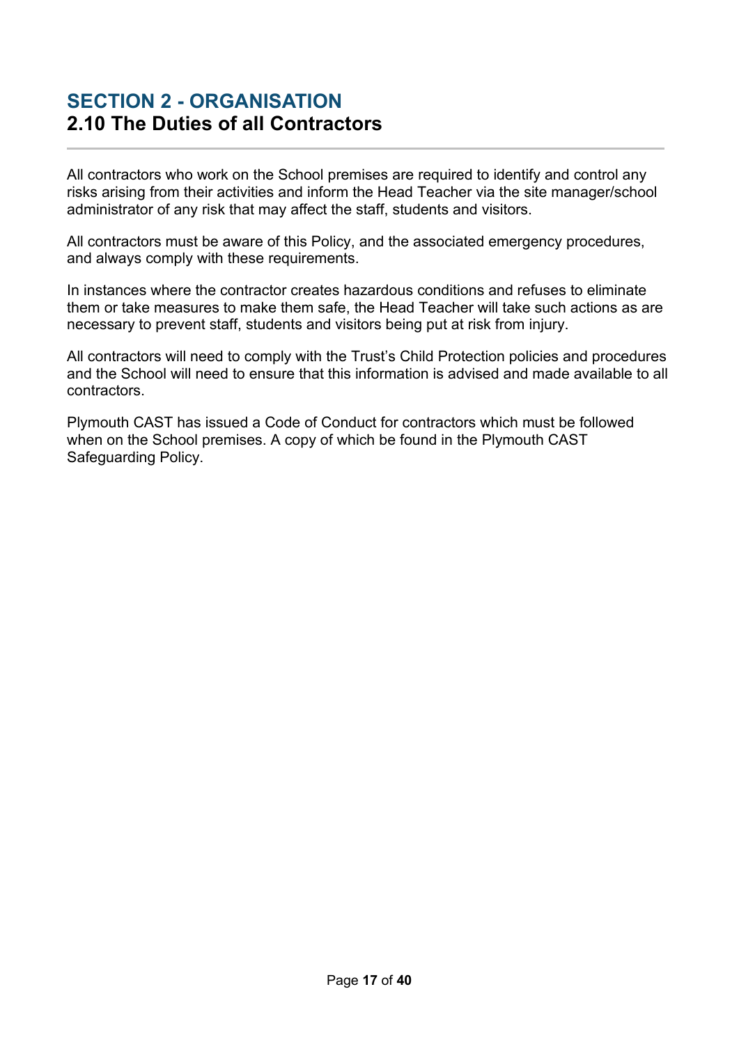# SECTION 2 - ORGANISATION
## 2.10 The Duties of all Contractors

All contractors who work on the School premises are required to identify and control any risks arising from their activities and inform the Head Teacher via the site manager/school administrator of any risk that may affect the staff, students and visitors.

All contractors must be aware of this Policy, and the associated emergency procedures, and always comply with these requirements.

In instances where the contractor creates hazardous conditions and refuses to eliminate them or take measures to make them safe, the Head Teacher will take such actions as are necessary to prevent staff, students and visitors being put at risk from injury.

All contractors will need to comply with the Trust's Child Protection policies and procedures and the School will need to ensure that this information is advised and made available to all contractors.

Plymouth CAST has issued a Code of Conduct for contractors which must be followed when on the School premises. A copy of which be found in the Plymouth CAST Safeguarding Policy.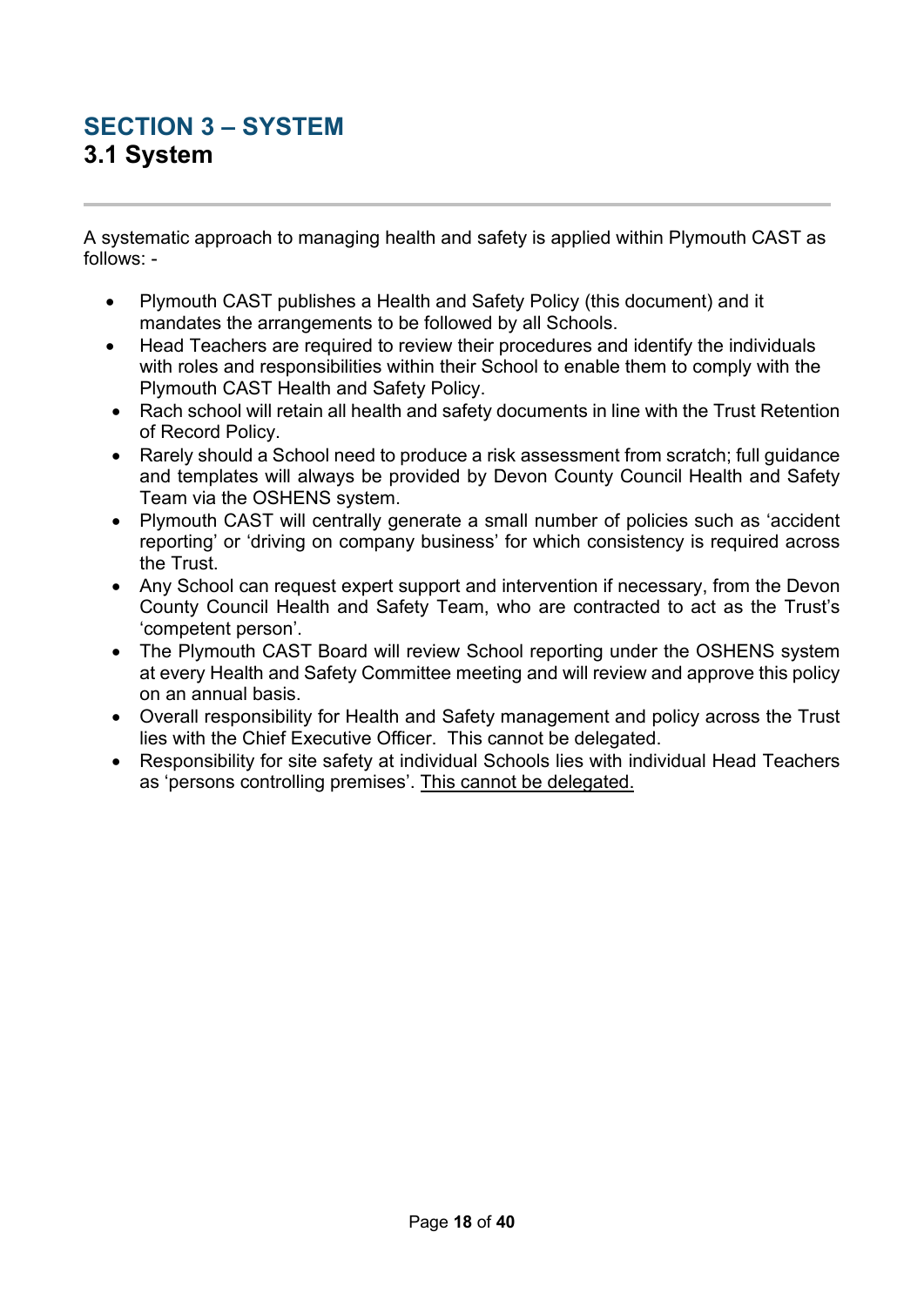# SECTION 3 – SYSTEM

## 3.1 System

A systematic approach to managing health and safety is applied within Plymouth CAST as follows: -

- Plymouth CAST publishes a Health and Safety Policy (this document) and it mandates the arrangements to be followed by all Schools.
- Head Teachers are required to review their procedures and identify the individuals with roles and responsibilities within their School to enable them to comply with the Plymouth CAST Health and Safety Policy.
- Rach school will retain all health and safety documents in line with the Trust Retention of Record Policy.
- Rarely should a School need to produce a risk assessment from scratch; full guidance and templates will always be provided by Devon County Council Health and Safety Team via the OSHENS system.
- Plymouth CAST will centrally generate a small number of policies such as 'accident reporting' or 'driving on company business' for which consistency is required across the Trust.
- Any School can request expert support and intervention if necessary, from the Devon County Council Health and Safety Team, who are contracted to act as the Trust's 'competent person'.
- The Plymouth CAST Board will review School reporting under the OSHENS system at every Health and Safety Committee meeting and will review and approve this policy on an annual basis.
- Overall responsibility for Health and Safety management and policy across the Trust lies with the Chief Executive Officer. This cannot be delegated.
- Responsibility for site safety at individual Schools lies with individual Head Teachers as 'persons controlling premises'. <u>This cannot be delegated.</u>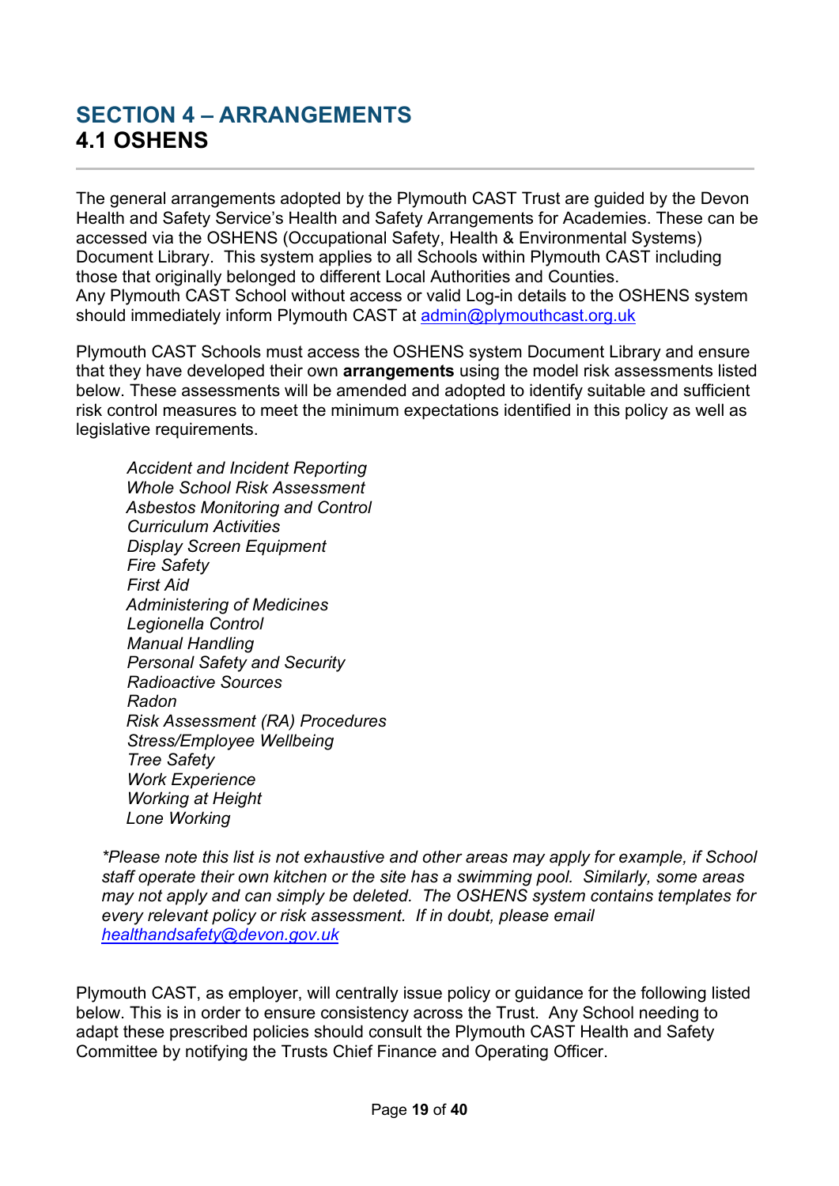# SECTION 4 – ARRANGEMENTS
## 4.1 OSHENS

The general arrangements adopted by the Plymouth CAST Trust are guided by the Devon Health and Safety Service's Health and Safety Arrangements for Academies. These can be accessed via the OSHENS (Occupational Safety, Health & Environmental Systems) Document Library. This system applies to all Schools within Plymouth CAST including those that originally belonged to different Local Authorities and Counties.
Any Plymouth CAST School without access or valid Log-in details to the OSHENS system should immediately inform Plymouth CAST at [admin@plymouthcast.org.uk](mailto:admin@plymouthcast.org.uk)

Plymouth CAST Schools must access the OSHENS system Document Library and ensure that they have developed their own **arrangements** using the model risk assessments listed below. These assessments will be amended and adopted to identify suitable and sufficient risk control measures to meet the minimum expectations identified in this policy as well as legislative requirements.

*Accident and Incident Reporting*
*Whole School Risk Assessment*
*Asbestos Monitoring and Control*
*Curriculum Activities*
*Display Screen Equipment*
*Fire Safety*
*First Aid*
*Administering of Medicines*
*Legionella Control*
*Manual Handling*
*Personal Safety and Security*
*Radioactive Sources*
*Radon*
*Risk Assessment (RA) Procedures*
*Stress/Employee Wellbeing*
*Tree Safety*
*Work Experience*
*Working at Height*
*Lone Working*

*\*Please note this list is not exhaustive and other areas may apply for example, if School staff operate their own kitchen or the site has a swimming pool. Similarly, some areas may not apply and can simply be deleted. The OSHENS system contains templates for every relevant policy or risk assessment. If in doubt, please email [healthandsafety@devon.gov.uk](mailto:healthandsafety@devon.gov.uk)*

Plymouth CAST, as employer, will centrally issue policy or guidance for the following listed below. This is in order to ensure consistency across the Trust. Any School needing to adapt these prescribed policies should consult the Plymouth CAST Health and Safety Committee by notifying the Trusts Chief Finance and Operating Officer.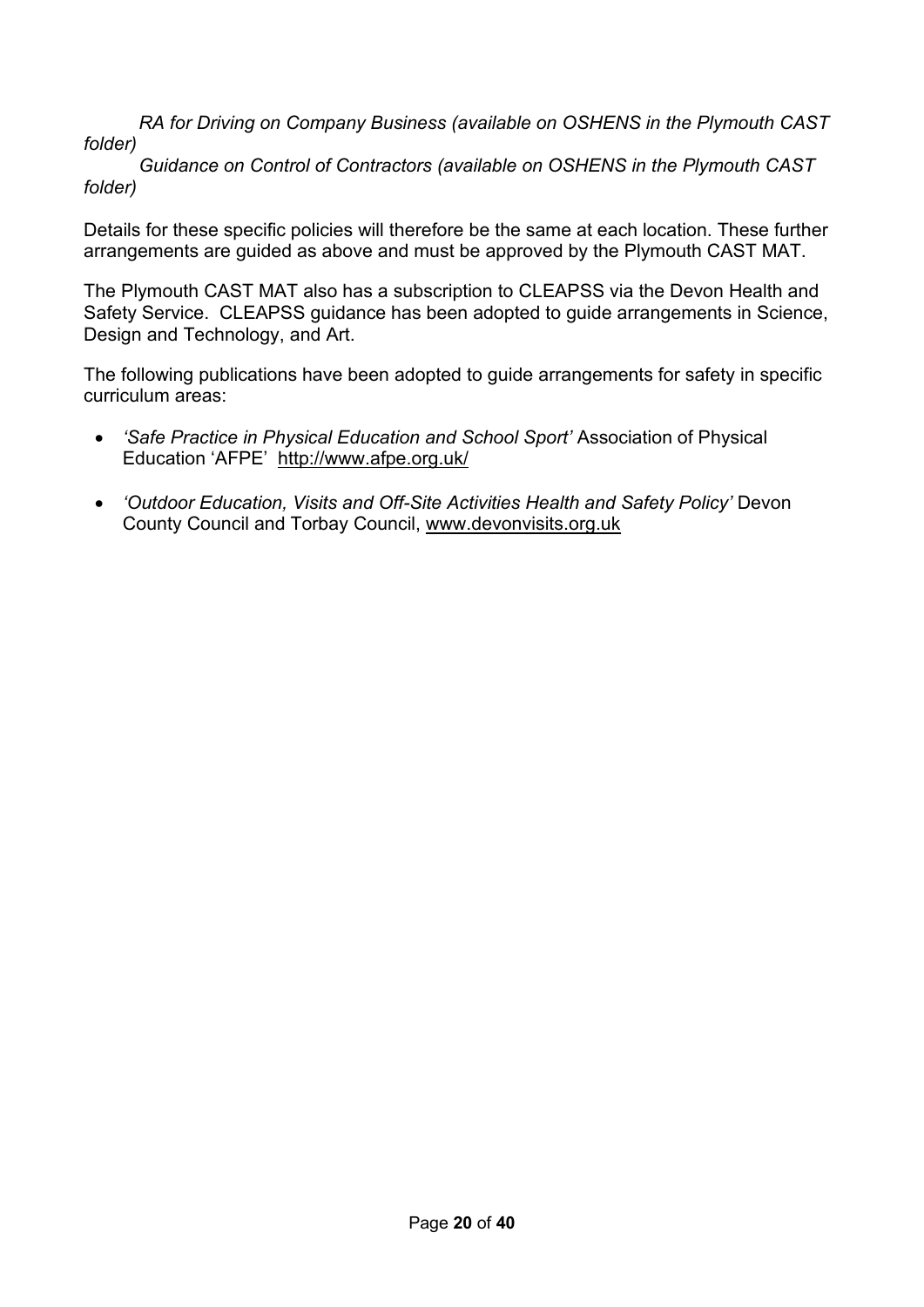*RA for Driving on Company Business (available on OSHENS in the Plymouth CAST folder)*

*Guidance on Control of Contractors (available on OSHENS in the Plymouth CAST folder)*

Details for these specific policies will therefore be the same at each location. These further arrangements are guided as above and must be approved by the Plymouth CAST MAT.

The Plymouth CAST MAT also has a subscription to CLEAPSS via the Devon Health and Safety Service. CLEAPSS guidance has been adopted to guide arrangements in Science, Design and Technology, and Art.

The following publications have been adopted to guide arrangements for safety in specific curriculum areas:

- *'Safe Practice in Physical Education and School Sport'* Association of Physical Education 'AFPE' http://www.afpe.org.uk/
- *'Outdoor Education, Visits and Off-Site Activities Health and Safety Policy'* Devon County Council and Torbay Council, www.devonvisits.org.uk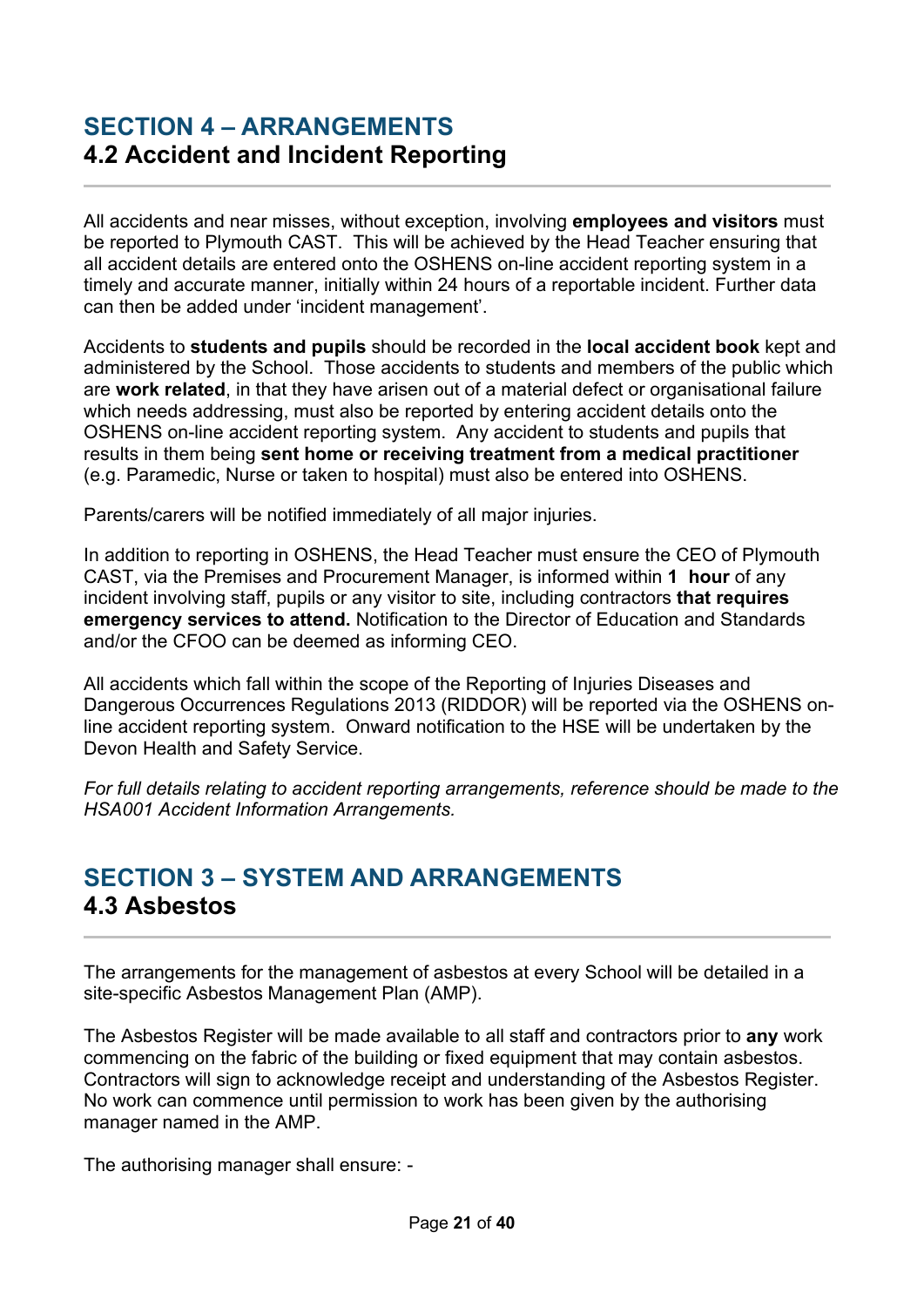## SECTION 4 – ARRANGEMENTS
### 4.2 Accident and Incident Reporting

All accidents and near misses, without exception, involving **employees and visitors** must be reported to Plymouth CAST. This will be achieved by the Head Teacher ensuring that all accident details are entered onto the OSHENS on-line accident reporting system in a timely and accurate manner, initially within 24 hours of a reportable incident. Further data can then be added under 'incident management'.

Accidents to **students and pupils** should be recorded in the **local accident book** kept and administered by the School. Those accidents to students and members of the public which are **work related**, in that they have arisen out of a material defect or organisational failure which needs addressing, must also be reported by entering accident details onto the OSHENS on-line accident reporting system. Any accident to students and pupils that results in them being **sent home or receiving treatment from a medical practitioner** (e.g. Paramedic, Nurse or taken to hospital) must also be entered into OSHENS.

Parents/carers will be notified immediately of all major injuries.

In addition to reporting in OSHENS, the Head Teacher must ensure the CEO of Plymouth CAST, via the Premises and Procurement Manager, is informed within **1 hour** of any incident involving staff, pupils or any visitor to site, including contractors **that requires emergency services to attend.** Notification to the Director of Education and Standards and/or the CFOO can be deemed as informing CEO.

All accidents which fall within the scope of the Reporting of Injuries Diseases and Dangerous Occurrences Regulations 2013 (RIDDOR) will be reported via the OSHENS on-line accident reporting system. Onward notification to the HSE will be undertaken by the Devon Health and Safety Service.

*For full details relating to accident reporting arrangements, reference should be made to the HSA001 Accident Information Arrangements.*

## SECTION 3 – SYSTEM AND ARRANGEMENTS
### 4.3 Asbestos

The arrangements for the management of asbestos at every School will be detailed in a site-specific Asbestos Management Plan (AMP).

The Asbestos Register will be made available to all staff and contractors prior to **any** work commencing on the fabric of the building or fixed equipment that may contain asbestos. Contractors will sign to acknowledge receipt and understanding of the Asbestos Register. No work can commence until permission to work has been given by the authorising manager named in the AMP.

The authorising manager shall ensure: -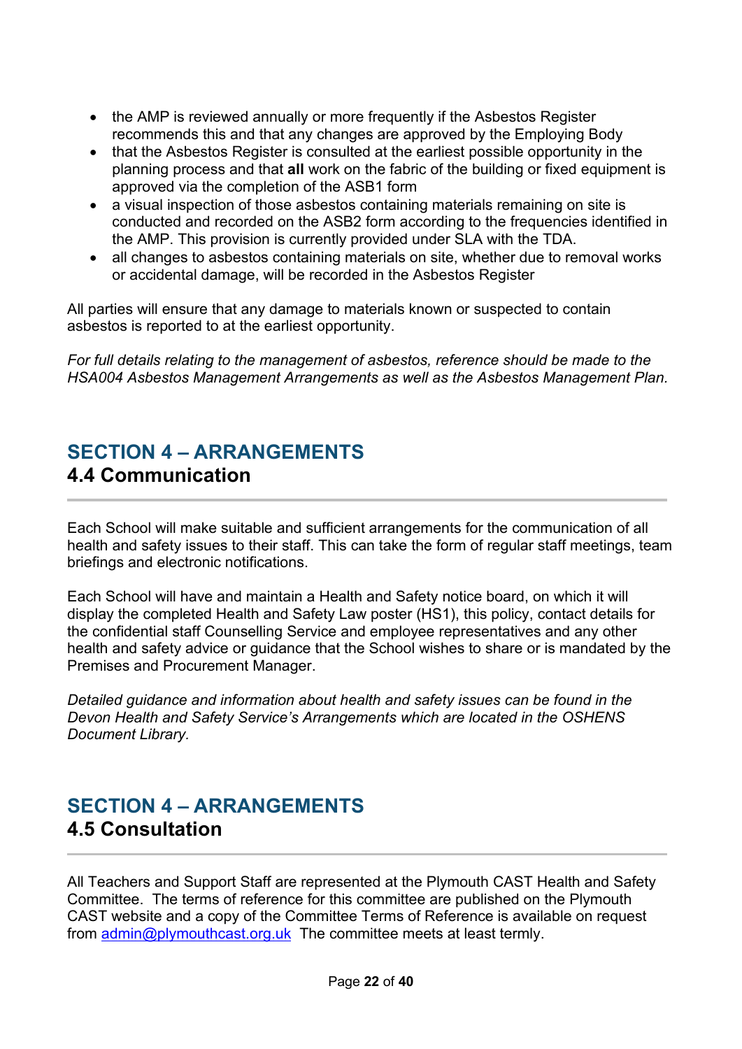- the AMP is reviewed annually or more frequently if the Asbestos Register recommends this and that any changes are approved by the Employing Body
- that the Asbestos Register is consulted at the earliest possible opportunity in the planning process and that **all** work on the fabric of the building or fixed equipment is approved via the completion of the ASB1 form
- a visual inspection of those asbestos containing materials remaining on site is conducted and recorded on the ASB2 form according to the frequencies identified in the AMP. This provision is currently provided under SLA with the TDA.
- all changes to asbestos containing materials on site, whether due to removal works or accidental damage, will be recorded in the Asbestos Register

All parties will ensure that any damage to materials known or suspected to contain asbestos is reported to at the earliest opportunity.

*For full details relating to the management of asbestos, reference should be made to the HSA004 Asbestos Management Arrangements as well as the Asbestos Management Plan.*

## SECTION 4 – ARRANGEMENTS
### 4.4 Communication

Each School will make suitable and sufficient arrangements for the communication of all health and safety issues to their staff. This can take the form of regular staff meetings, team briefings and electronic notifications.

Each School will have and maintain a Health and Safety notice board, on which it will display the completed Health and Safety Law poster (HS1), this policy, contact details for the confidential staff Counselling Service and employee representatives and any other health and safety advice or guidance that the School wishes to share or is mandated by the Premises and Procurement Manager.

*Detailed guidance and information about health and safety issues can be found in the Devon Health and Safety Service's Arrangements which are located in the OSHENS Document Library.*

## SECTION 4 – ARRANGEMENTS
### 4.5 Consultation

All Teachers and Support Staff are represented at the Plymouth CAST Health and Safety Committee. The terms of reference for this committee are published on the Plymouth CAST website and a copy of the Committee Terms of Reference is available on request from admin@plymouthcast.org.uk The committee meets at least termly.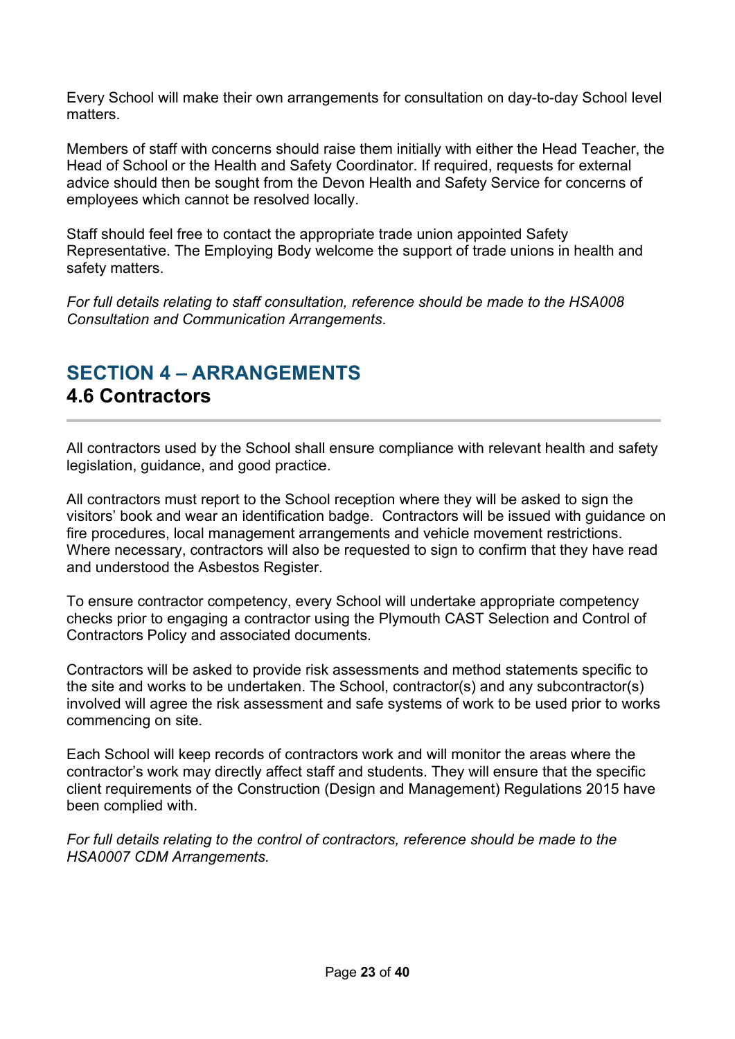Every School will make their own arrangements for consultation on day-to-day School level matters.

Members of staff with concerns should raise them initially with either the Head Teacher, the Head of School or the Health and Safety Coordinator. If required, requests for external advice should then be sought from the Devon Health and Safety Service for concerns of employees which cannot be resolved locally.

Staff should feel free to contact the appropriate trade union appointed Safety Representative. The Employing Body welcome the support of trade unions in health and safety matters.

*For full details relating to staff consultation, reference should be made to the HSA008 Consultation and Communication Arrangements*.

## SECTION 4 – ARRANGEMENTS

### 4.6 Contractors

All contractors used by the School shall ensure compliance with relevant health and safety legislation, guidance, and good practice.

All contractors must report to the School reception where they will be asked to sign the visitors' book and wear an identification badge. Contractors will be issued with guidance on fire procedures, local management arrangements and vehicle movement restrictions. Where necessary, contractors will also be requested to sign to confirm that they have read and understood the Asbestos Register.

To ensure contractor competency, every School will undertake appropriate competency checks prior to engaging a contractor using the Plymouth CAST Selection and Control of Contractors Policy and associated documents.

Contractors will be asked to provide risk assessments and method statements specific to the site and works to be undertaken. The School, contractor(s) and any subcontractor(s) involved will agree the risk assessment and safe systems of work to be used prior to works commencing on site.

Each School will keep records of contractors work and will monitor the areas where the contractor's work may directly affect staff and students. They will ensure that the specific client requirements of the Construction (Design and Management) Regulations 2015 have been complied with.

*For full details relating to the control of contractors, reference should be made to the HSA0007 CDM Arrangements.*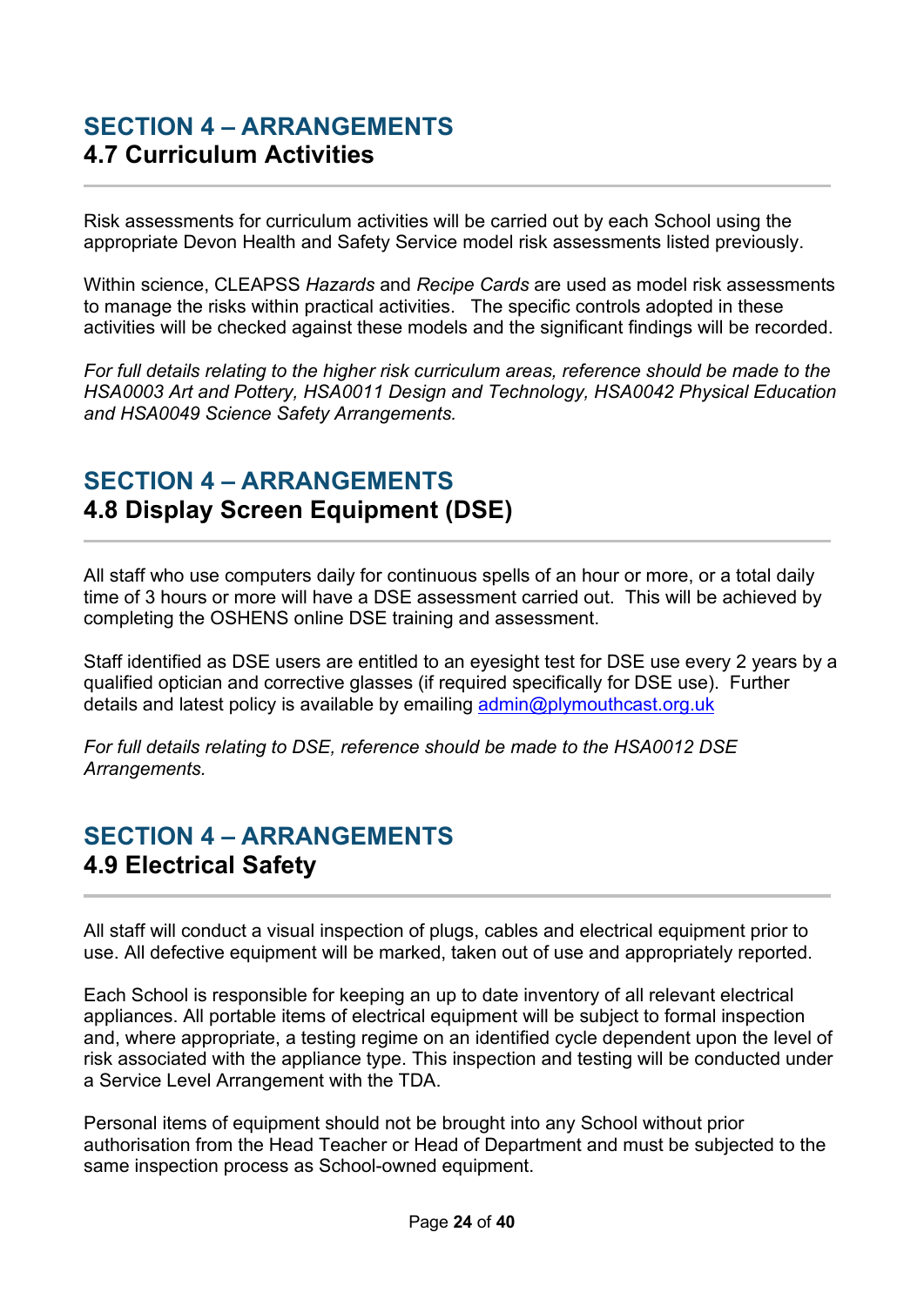## SECTION 4 – ARRANGEMENTS
### 4.7 Curriculum Activities

---

Risk assessments for curriculum activities will be carried out by each School using the appropriate Devon Health and Safety Service model risk assessments listed previously.

Within science, CLEAPSS *Hazards* and *Recipe Cards* are used as model risk assessments to manage the risks within practical activities. The specific controls adopted in these activities will be checked against these models and the significant findings will be recorded.

*For full details relating to the higher risk curriculum areas, reference should be made to the HSA0003 Art and Pottery, HSA0011 Design and Technology, HSA0042 Physical Education and HSA0049 Science Safety Arrangements.*

## SECTION 4 – ARRANGEMENTS
### 4.8 Display Screen Equipment (DSE)

---

All staff who use computers daily for continuous spells of an hour or more, or a total daily time of 3 hours or more will have a DSE assessment carried out. This will be achieved by completing the OSHENS online DSE training and assessment.

Staff identified as DSE users are entitled to an eyesight test for DSE use every 2 years by a qualified optician and corrective glasses (if required specifically for DSE use). Further details and latest policy is available by emailing [admin@plymouthcast.org.uk](mailto:admin@plymouthcast.org.uk)

*For full details relating to DSE, reference should be made to the HSA0012 DSE Arrangements.*

## SECTION 4 – ARRANGEMENTS
### 4.9 Electrical Safety

---

All staff will conduct a visual inspection of plugs, cables and electrical equipment prior to use. All defective equipment will be marked, taken out of use and appropriately reported.

Each School is responsible for keeping an up to date inventory of all relevant electrical appliances. All portable items of electrical equipment will be subject to formal inspection and, where appropriate, a testing regime on an identified cycle dependent upon the level of risk associated with the appliance type. This inspection and testing will be conducted under a Service Level Arrangement with the TDA.

Personal items of equipment should not be brought into any School without prior authorisation from the Head Teacher or Head of Department and must be subjected to the same inspection process as School-owned equipment.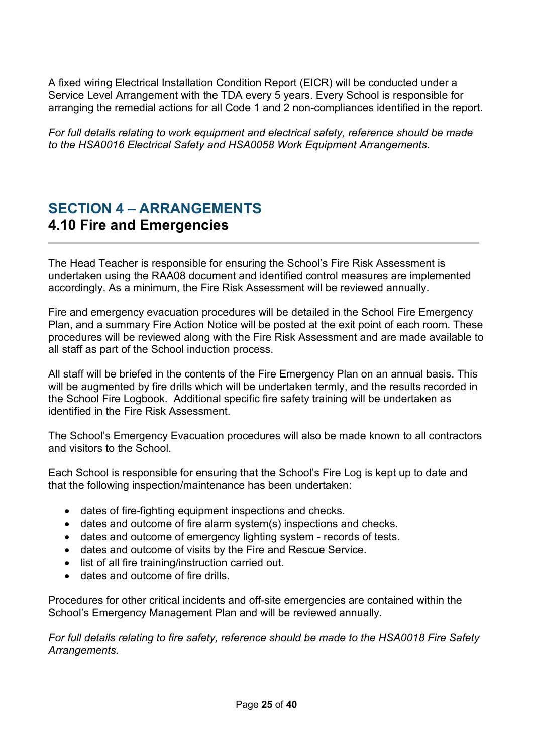A fixed wiring Electrical Installation Condition Report (EICR) will be conducted under a Service Level Arrangement with the TDA every 5 years. Every School is responsible for arranging the remedial actions for all Code 1 and 2 non-compliances identified in the report.

*For full details relating to work equipment and electrical safety, reference should be made to the HSA0016 Electrical Safety and HSA0058 Work Equipment Arrangements*.

## SECTION 4 – ARRANGEMENTS

### 4.10 Fire and Emergencies

The Head Teacher is responsible for ensuring the School's Fire Risk Assessment is undertaken using the RAA08 document and identified control measures are implemented accordingly. As a minimum, the Fire Risk Assessment will be reviewed annually.

Fire and emergency evacuation procedures will be detailed in the School Fire Emergency Plan, and a summary Fire Action Notice will be posted at the exit point of each room. These procedures will be reviewed along with the Fire Risk Assessment and are made available to all staff as part of the School induction process.

All staff will be briefed in the contents of the Fire Emergency Plan on an annual basis. This will be augmented by fire drills which will be undertaken termly, and the results recorded in the School Fire Logbook. Additional specific fire safety training will be undertaken as identified in the Fire Risk Assessment.

The School's Emergency Evacuation procedures will also be made known to all contractors and visitors to the School.

Each School is responsible for ensuring that the School's Fire Log is kept up to date and that the following inspection/maintenance has been undertaken:

- dates of fire-fighting equipment inspections and checks.
- dates and outcome of fire alarm system(s) inspections and checks.
- dates and outcome of emergency lighting system - records of tests.
- dates and outcome of visits by the Fire and Rescue Service.
- list of all fire training/instruction carried out.
- dates and outcome of fire drills.

Procedures for other critical incidents and off-site emergencies are contained within the School's Emergency Management Plan and will be reviewed annually.

*For full details relating to fire safety, reference should be made to the HSA0018 Fire Safety Arrangements.*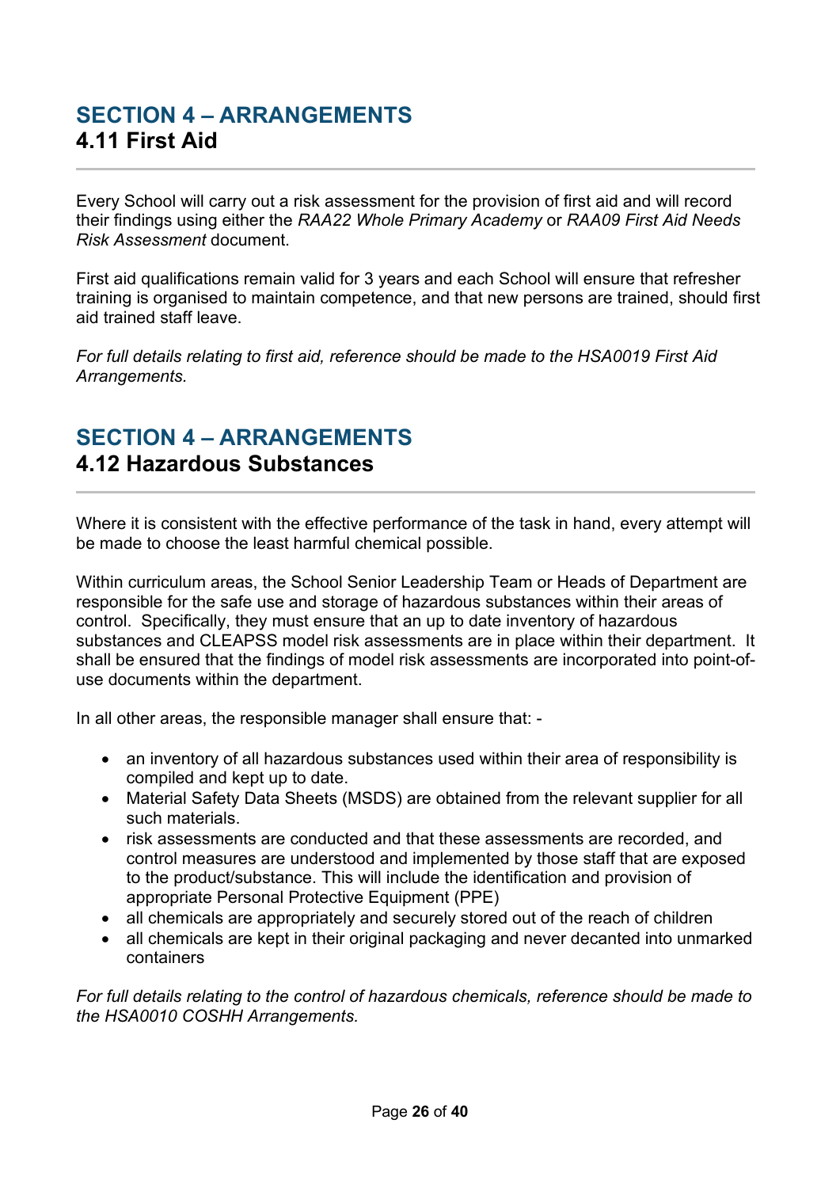## SECTION 4 – ARRANGEMENTS
### 4.11 First Aid

Every School will carry out a risk assessment for the provision of first aid and will record their findings using either the *RAA22 Whole Primary Academy* or *RAA09 First Aid Needs Risk Assessment* document.

First aid qualifications remain valid for 3 years and each School will ensure that refresher training is organised to maintain competence, and that new persons are trained, should first aid trained staff leave.

*For full details relating to first aid, reference should be made to the HSA0019 First Aid Arrangements.*

## SECTION 4 – ARRANGEMENTS
### 4.12 Hazardous Substances

Where it is consistent with the effective performance of the task in hand, every attempt will be made to choose the least harmful chemical possible.

Within curriculum areas, the School Senior Leadership Team or Heads of Department are responsible for the safe use and storage of hazardous substances within their areas of control. Specifically, they must ensure that an up to date inventory of hazardous substances and CLEAPSS model risk assessments are in place within their department. It shall be ensured that the findings of model risk assessments are incorporated into point-of-use documents within the department.

In all other areas, the responsible manager shall ensure that: -

- an inventory of all hazardous substances used within their area of responsibility is compiled and kept up to date.
- Material Safety Data Sheets (MSDS) are obtained from the relevant supplier for all such materials.
- risk assessments are conducted and that these assessments are recorded, and control measures are understood and implemented by those staff that are exposed to the product/substance. This will include the identification and provision of appropriate Personal Protective Equipment (PPE)
- all chemicals are appropriately and securely stored out of the reach of children
- all chemicals are kept in their original packaging and never decanted into unmarked containers

*For full details relating to the control of hazardous chemicals, reference should be made to the HSA0010 COSHH Arrangements.*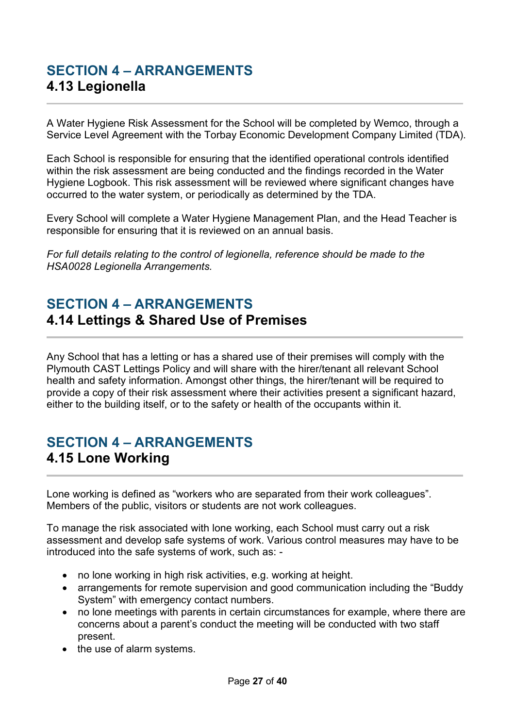## SECTION 4 – ARRANGEMENTS
### 4.13 Legionella

A Water Hygiene Risk Assessment for the School will be completed by Wemco, through a Service Level Agreement with the Torbay Economic Development Company Limited (TDA).

Each School is responsible for ensuring that the identified operational controls identified within the risk assessment are being conducted and the findings recorded in the Water Hygiene Logbook. This risk assessment will be reviewed where significant changes have occurred to the water system, or periodically as determined by the TDA.

Every School will complete a Water Hygiene Management Plan, and the Head Teacher is responsible for ensuring that it is reviewed on an annual basis.

*For full details relating to the control of legionella, reference should be made to the HSA0028 Legionella Arrangements.*

## SECTION 4 – ARRANGEMENTS
### 4.14 Lettings & Shared Use of Premises

Any School that has a letting or has a shared use of their premises will comply with the Plymouth CAST Lettings Policy and will share with the hirer/tenant all relevant School health and safety information. Amongst other things, the hirer/tenant will be required to provide a copy of their risk assessment where their activities present a significant hazard, either to the building itself, or to the safety or health of the occupants within it.

## SECTION 4 – ARRANGEMENTS
### 4.15 Lone Working

Lone working is defined as "workers who are separated from their work colleagues". Members of the public, visitors or students are not work colleagues.

To manage the risk associated with lone working, each School must carry out a risk assessment and develop safe systems of work. Various control measures may have to be introduced into the safe systems of work, such as: -

- no lone working in high risk activities, e.g. working at height.
- arrangements for remote supervision and good communication including the "Buddy System" with emergency contact numbers.
- no lone meetings with parents in certain circumstances for example, where there are concerns about a parent's conduct the meeting will be conducted with two staff present.
- the use of alarm systems.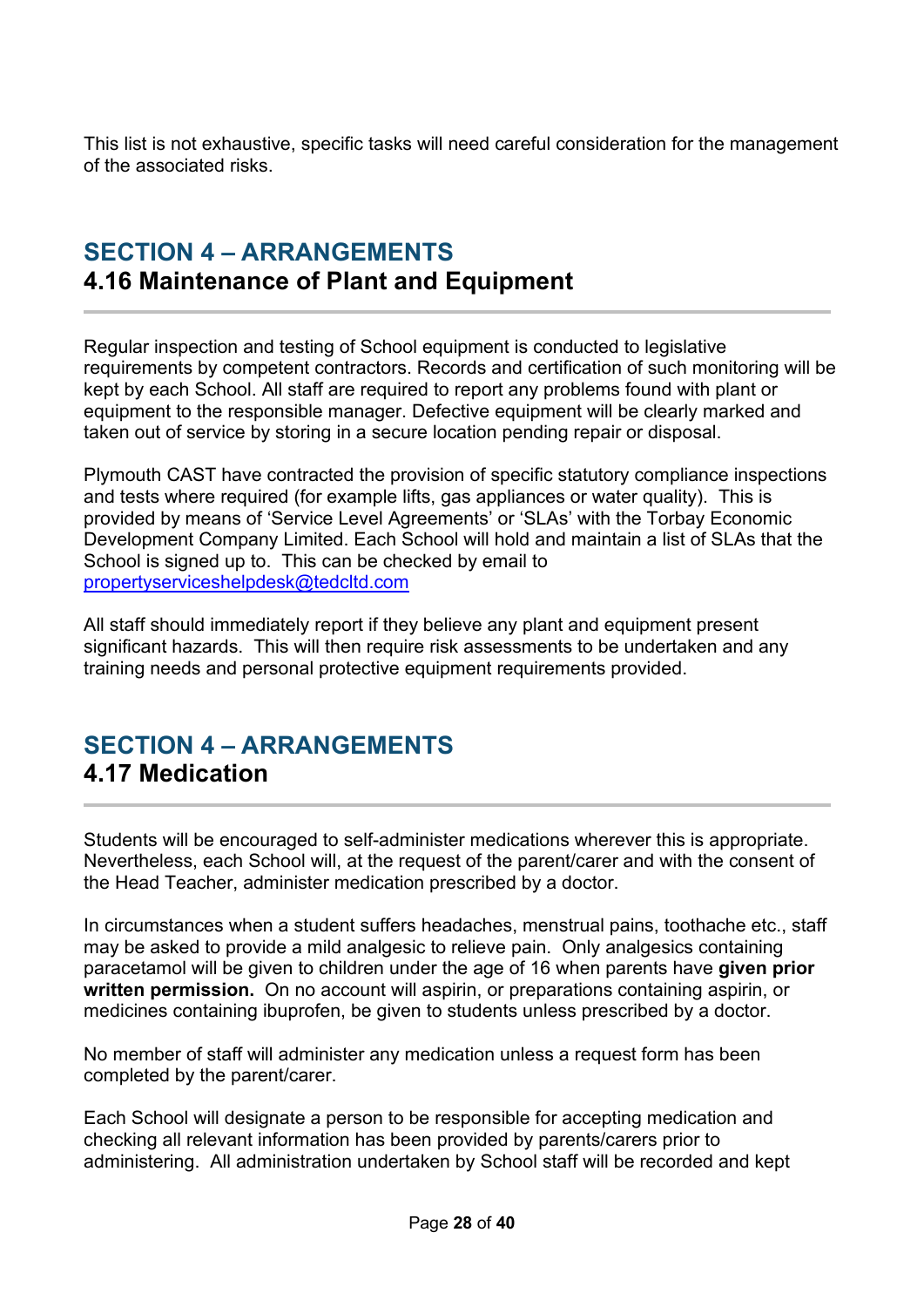This list is not exhaustive, specific tasks will need careful consideration for the management of the associated risks.

## SECTION 4 – ARRANGEMENTS
### 4.16 Maintenance of Plant and Equipment

Regular inspection and testing of School equipment is conducted to legislative requirements by competent contractors. Records and certification of such monitoring will be kept by each School. All staff are required to report any problems found with plant or equipment to the responsible manager. Defective equipment will be clearly marked and taken out of service by storing in a secure location pending repair or disposal.

Plymouth CAST have contracted the provision of specific statutory compliance inspections and tests where required (for example lifts, gas appliances or water quality). This is provided by means of 'Service Level Agreements' or 'SLAs' with the Torbay Economic Development Company Limited. Each School will hold and maintain a list of SLAs that the School is signed up to. This can be checked by email to propertyserviceshelpdesk@tedcltd.com

All staff should immediately report if they believe any plant and equipment present significant hazards. This will then require risk assessments to be undertaken and any training needs and personal protective equipment requirements provided.

## SECTION 4 – ARRANGEMENTS
### 4.17 Medication

Students will be encouraged to self-administer medications wherever this is appropriate. Nevertheless, each School will, at the request of the parent/carer and with the consent of the Head Teacher, administer medication prescribed by a doctor.

In circumstances when a student suffers headaches, menstrual pains, toothache etc., staff may be asked to provide a mild analgesic to relieve pain. Only analgesics containing paracetamol will be given to children under the age of 16 when parents have **given prior written permission.** On no account will aspirin, or preparations containing aspirin, or medicines containing ibuprofen, be given to students unless prescribed by a doctor.

No member of staff will administer any medication unless a request form has been completed by the parent/carer.

Each School will designate a person to be responsible for accepting medication and checking all relevant information has been provided by parents/carers prior to administering. All administration undertaken by School staff will be recorded and kept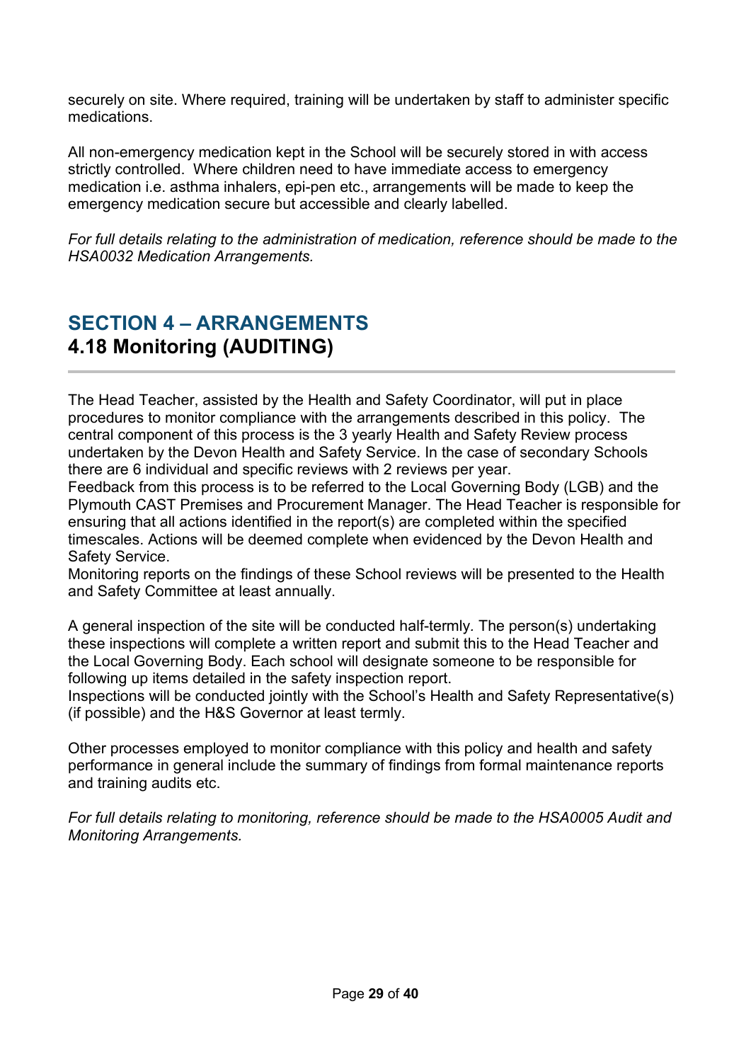securely on site. Where required, training will be undertaken by staff to administer specific medications.

All non-emergency medication kept in the School will be securely stored in with access strictly controlled. Where children need to have immediate access to emergency medication i.e. asthma inhalers, epi-pen etc., arrangements will be made to keep the emergency medication secure but accessible and clearly labelled.

*For full details relating to the administration of medication, reference should be made to the HSA0032 Medication Arrangements.*

## SECTION 4 – ARRANGEMENTS

### 4.18 Monitoring (AUDITING)

The Head Teacher, assisted by the Health and Safety Coordinator, will put in place procedures to monitor compliance with the arrangements described in this policy. The central component of this process is the 3 yearly Health and Safety Review process undertaken by the Devon Health and Safety Service. In the case of secondary Schools there are 6 individual and specific reviews with 2 reviews per year.

Feedback from this process is to be referred to the Local Governing Body (LGB) and the Plymouth CAST Premises and Procurement Manager. The Head Teacher is responsible for ensuring that all actions identified in the report(s) are completed within the specified timescales. Actions will be deemed complete when evidenced by the Devon Health and Safety Service.

Monitoring reports on the findings of these School reviews will be presented to the Health and Safety Committee at least annually.

A general inspection of the site will be conducted half-termly. The person(s) undertaking these inspections will complete a written report and submit this to the Head Teacher and the Local Governing Body. Each school will designate someone to be responsible for following up items detailed in the safety inspection report.

Inspections will be conducted jointly with the School's Health and Safety Representative(s) (if possible) and the H&S Governor at least termly.

Other processes employed to monitor compliance with this policy and health and safety performance in general include the summary of findings from formal maintenance reports and training audits etc.

*For full details relating to monitoring, reference should be made to the HSA0005 Audit and Monitoring Arrangements.*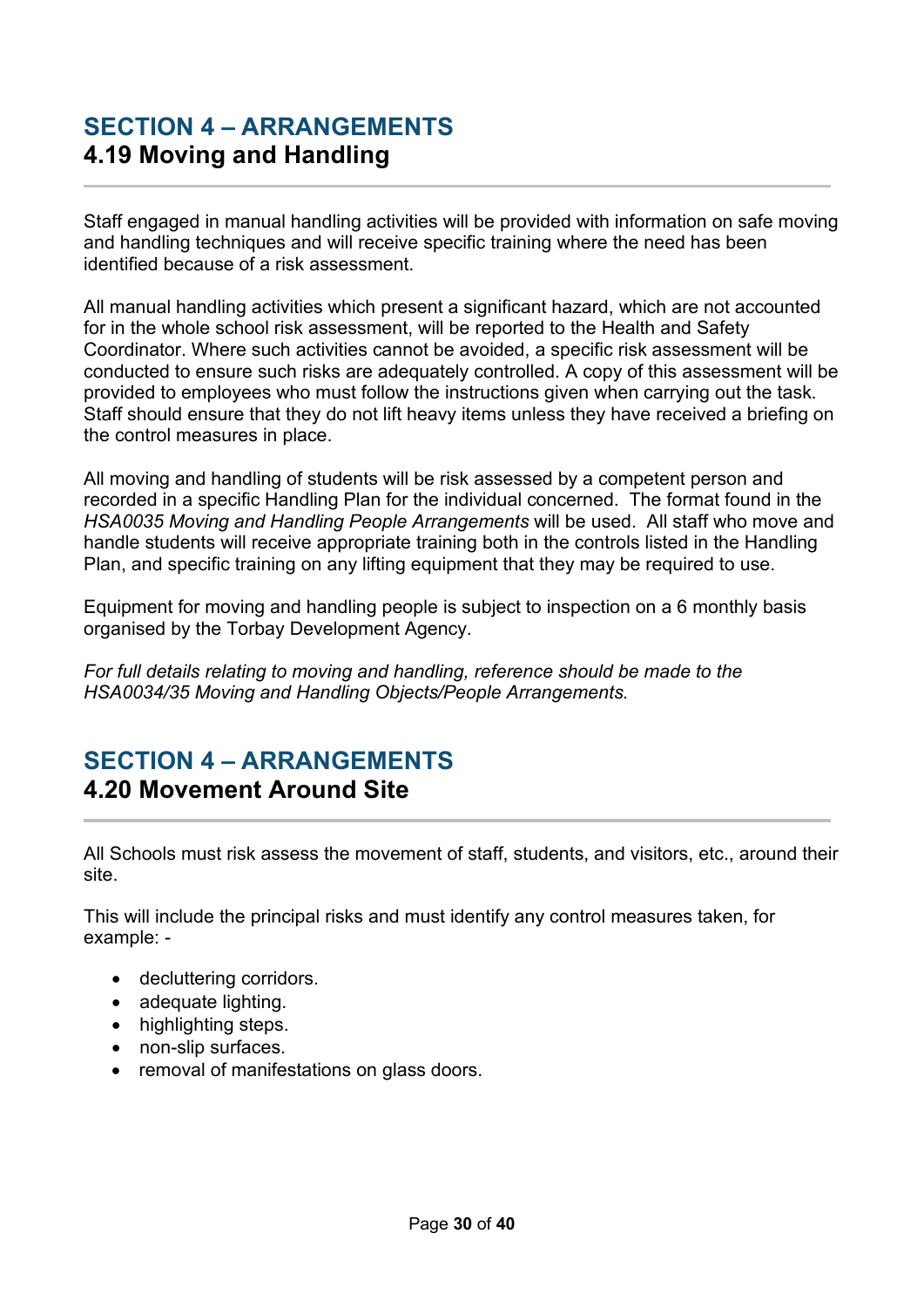## SECTION 4 – ARRANGEMENTS
### 4.19 Moving and Handling

---

Staff engaged in manual handling activities will be provided with information on safe moving and handling techniques and will receive specific training where the need has been identified because of a risk assessment.

All manual handling activities which present a significant hazard, which are not accounted for in the whole school risk assessment, will be reported to the Health and Safety Coordinator. Where such activities cannot be avoided, a specific risk assessment will be conducted to ensure such risks are adequately controlled. A copy of this assessment will be provided to employees who must follow the instructions given when carrying out the task. Staff should ensure that they do not lift heavy items unless they have received a briefing on the control measures in place.

All moving and handling of students will be risk assessed by a competent person and recorded in a specific Handling Plan for the individual concerned. The format found in the *HSA0035 Moving and Handling People Arrangements* will be used. All staff who move and handle students will receive appropriate training both in the controls listed in the Handling Plan, and specific training on any lifting equipment that they may be required to use.

Equipment for moving and handling people is subject to inspection on a 6 monthly basis organised by the Torbay Development Agency.

*For full details relating to moving and handling, reference should be made to the HSA0034/35 Moving and Handling Objects/People Arrangements.*

## SECTION 4 – ARRANGEMENTS
### 4.20 Movement Around Site

---

All Schools must risk assess the movement of staff, students, and visitors, etc., around their site.

This will include the principal risks and must identify any control measures taken, for example: -

- decluttering corridors.
- adequate lighting.
- highlighting steps.
- non-slip surfaces.
- removal of manifestations on glass doors.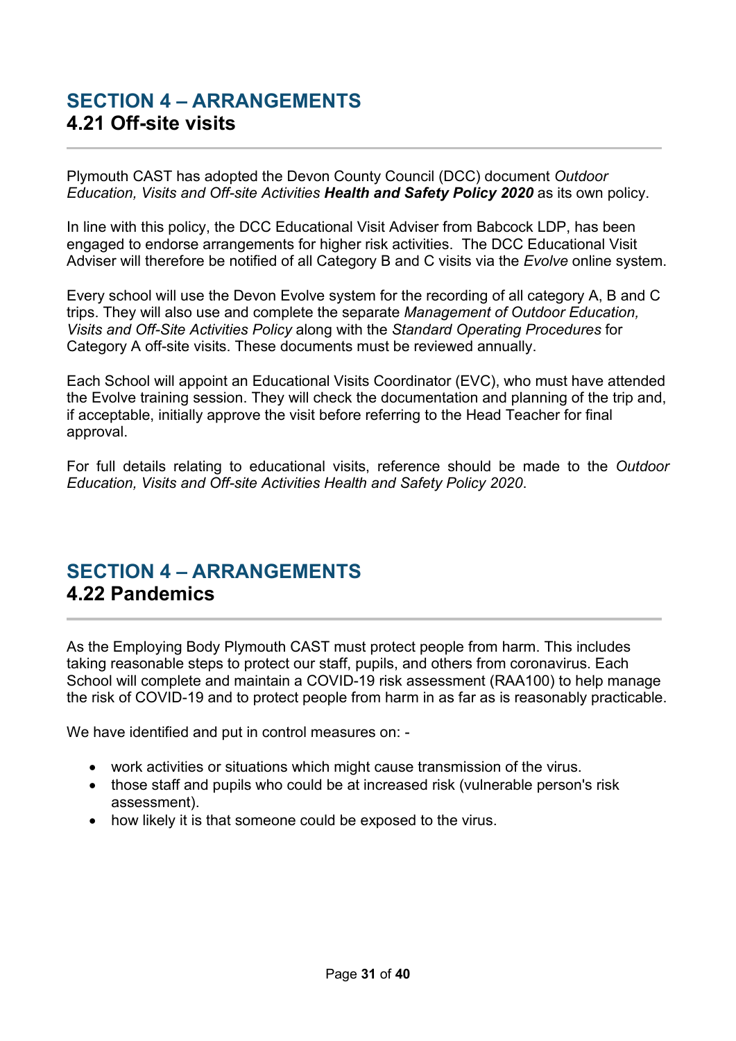## SECTION 4 – ARRANGEMENTS
### 4.21 Off-site visits

Plymouth CAST has adopted the Devon County Council (DCC) document *Outdoor Education, Visits and Off-site Activities* ***Health and Safety Policy 2020*** as its own policy.

In line with this policy, the DCC Educational Visit Adviser from Babcock LDP, has been engaged to endorse arrangements for higher risk activities. The DCC Educational Visit Adviser will therefore be notified of all Category B and C visits via the *Evolve* online system.

Every school will use the Devon Evolve system for the recording of all category A, B and C trips. They will also use and complete the separate *Management of Outdoor Education, Visits and Off-Site Activities Policy* along with the *Standard Operating Procedures* for Category A off-site visits. These documents must be reviewed annually.

Each School will appoint an Educational Visits Coordinator (EVC), who must have attended the Evolve training session. They will check the documentation and planning of the trip and, if acceptable, initially approve the visit before referring to the Head Teacher for final approval.

For full details relating to educational visits, reference should be made to the *Outdoor Education, Visits and Off-site Activities Health and Safety Policy 2020.*

## SECTION 4 – ARRANGEMENTS
### 4.22 Pandemics

As the Employing Body Plymouth CAST must protect people from harm. This includes taking reasonable steps to protect our staff, pupils, and others from coronavirus. Each School will complete and maintain a COVID-19 risk assessment (RAA100) to help manage the risk of COVID-19 and to protect people from harm in as far as is reasonably practicable.

We have identified and put in control measures on: -

- work activities or situations which might cause transmission of the virus.
- those staff and pupils who could be at increased risk (vulnerable person's risk assessment).
- how likely it is that someone could be exposed to the virus.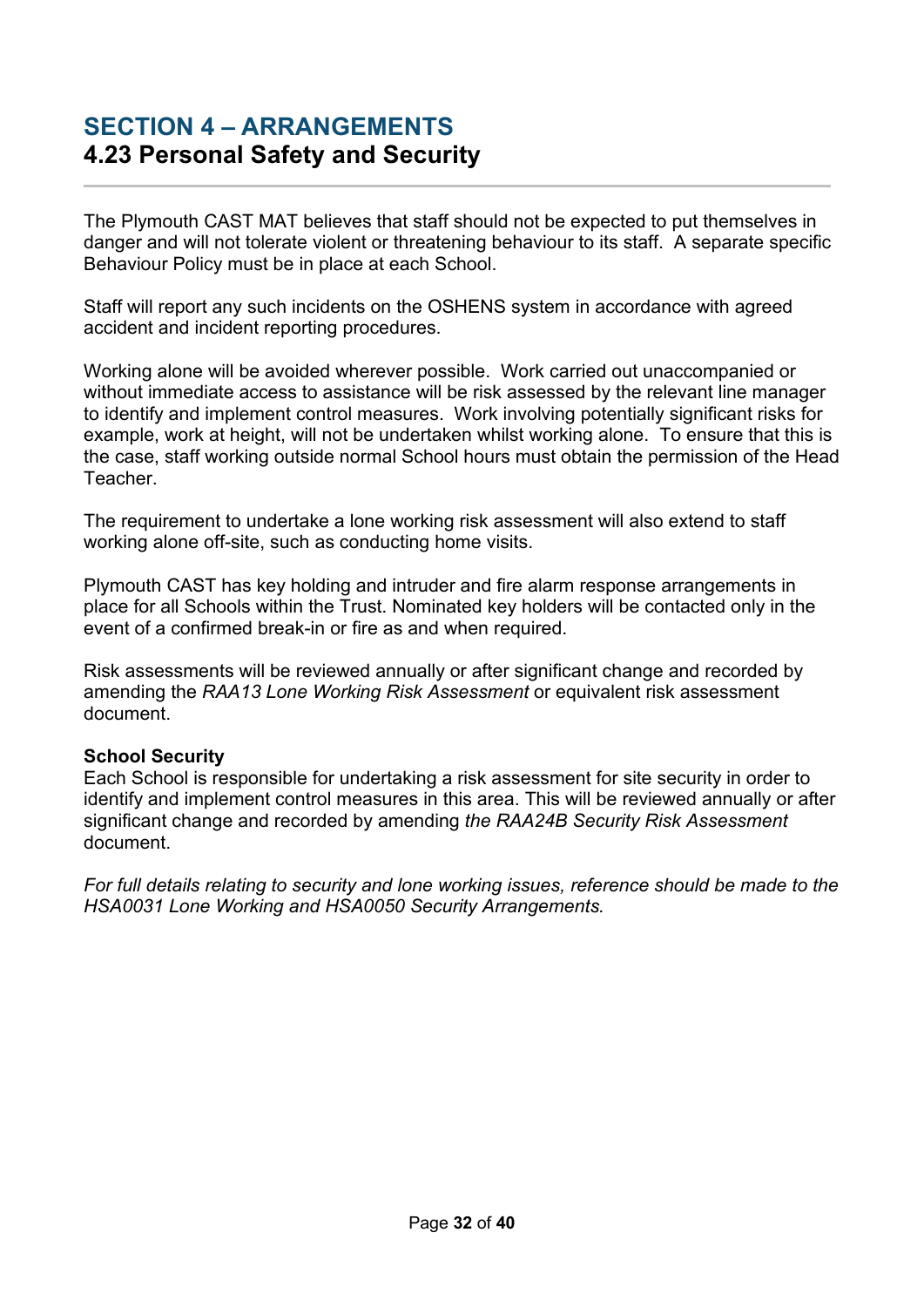# SECTION 4 – ARRANGEMENTS
## 4.23 Personal Safety and Security

The Plymouth CAST MAT believes that staff should not be expected to put themselves in danger and will not tolerate violent or threatening behaviour to its staff. A separate specific Behaviour Policy must be in place at each School.

Staff will report any such incidents on the OSHENS system in accordance with agreed accident and incident reporting procedures.

Working alone will be avoided wherever possible. Work carried out unaccompanied or without immediate access to assistance will be risk assessed by the relevant line manager to identify and implement control measures. Work involving potentially significant risks for example, work at height, will not be undertaken whilst working alone. To ensure that this is the case, staff working outside normal School hours must obtain the permission of the Head Teacher.

The requirement to undertake a lone working risk assessment will also extend to staff working alone off-site, such as conducting home visits.

Plymouth CAST has key holding and intruder and fire alarm response arrangements in place for all Schools within the Trust. Nominated key holders will be contacted only in the event of a confirmed break-in or fire as and when required.

Risk assessments will be reviewed annually or after significant change and recorded by amending the *RAA13 Lone Working Risk Assessment* or equivalent risk assessment document.

**School Security**
Each School is responsible for undertaking a risk assessment for site security in order to identify and implement control measures in this area. This will be reviewed annually or after significant change and recorded by amending *the RAA24B Security Risk Assessment* document.

*For full details relating to security and lone working issues, reference should be made to the HSA0031 Lone Working and HSA0050 Security Arrangements.*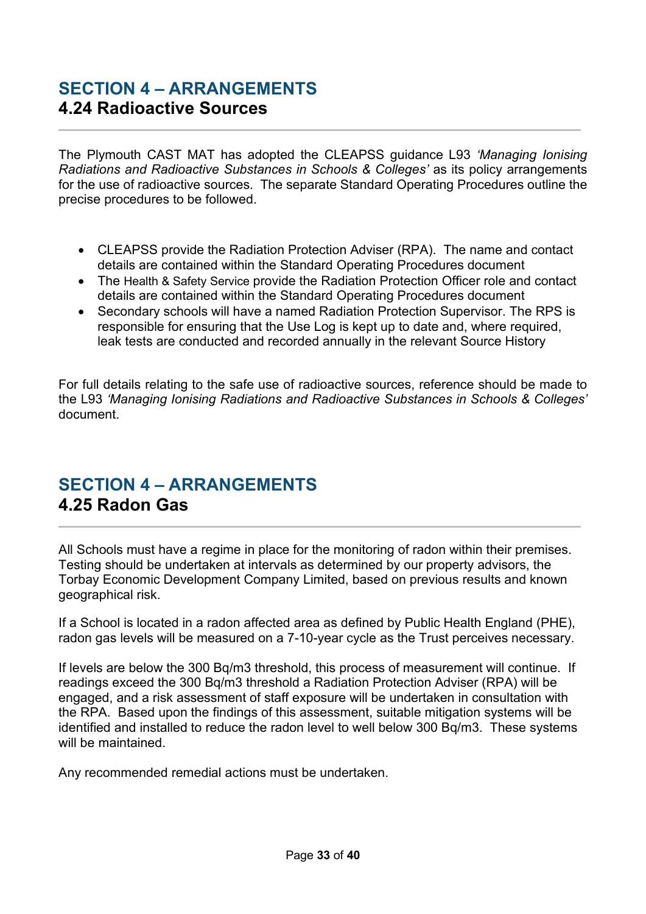## SECTION 4 – ARRANGEMENTS
### 4.24 Radioactive Sources

The Plymouth CAST MAT has adopted the CLEAPSS guidance L93 *'Managing Ionising Radiations and Radioactive Substances in Schools & Colleges'* as its policy arrangements for the use of radioactive sources. The separate Standard Operating Procedures outline the precise procedures to be followed.

- CLEAPSS provide the Radiation Protection Adviser (RPA). The name and contact details are contained within the Standard Operating Procedures document
- The Health & Safety Service provide the Radiation Protection Officer role and contact details are contained within the Standard Operating Procedures document
- Secondary schools will have a named Radiation Protection Supervisor. The RPS is responsible for ensuring that the Use Log is kept up to date and, where required, leak tests are conducted and recorded annually in the relevant Source History

For full details relating to the safe use of radioactive sources, reference should be made to the L93 *'Managing Ionising Radiations and Radioactive Substances in Schools & Colleges'* document.

## SECTION 4 – ARRANGEMENTS
### 4.25 Radon Gas

All Schools must have a regime in place for the monitoring of radon within their premises. Testing should be undertaken at intervals as determined by our property advisors, the Torbay Economic Development Company Limited, based on previous results and known geographical risk.

If a School is located in a radon affected area as defined by Public Health England (PHE), radon gas levels will be measured on a 7-10-year cycle as the Trust perceives necessary.

If levels are below the 300 Bq/m3 threshold, this process of measurement will continue. If readings exceed the 300 Bq/m3 threshold a Radiation Protection Adviser (RPA) will be engaged, and a risk assessment of staff exposure will be undertaken in consultation with the RPA. Based upon the findings of this assessment, suitable mitigation systems will be identified and installed to reduce the radon level to well below 300 Bq/m3. These systems will be maintained.

Any recommended remedial actions must be undertaken.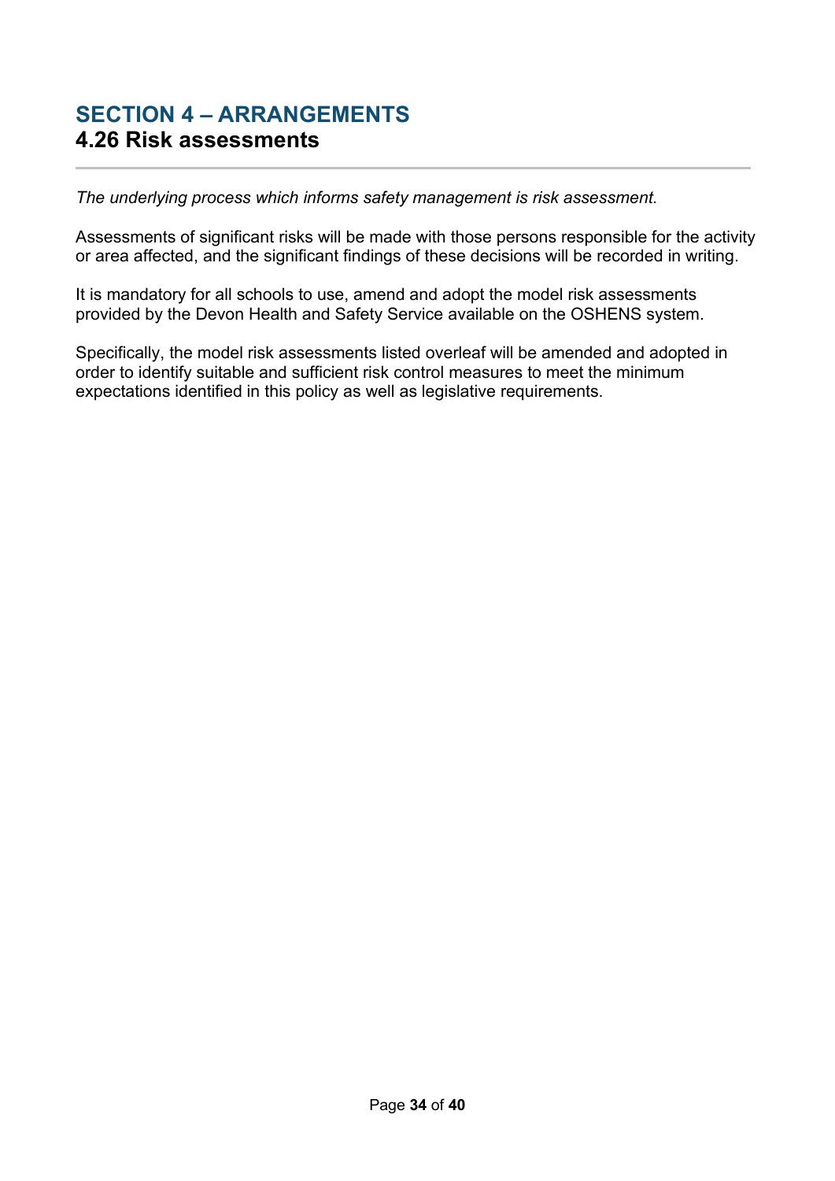## SECTION 4 – ARRANGEMENTS
### 4.26 Risk assessments

*The underlying process which informs safety management is risk assessment.*

Assessments of significant risks will be made with those persons responsible for the activity or area affected, and the significant findings of these decisions will be recorded in writing.

It is mandatory for all schools to use, amend and adopt the model risk assessments provided by the Devon Health and Safety Service available on the OSHENS system.

Specifically, the model risk assessments listed overleaf will be amended and adopted in order to identify suitable and sufficient risk control measures to meet the minimum expectations identified in this policy as well as legislative requirements.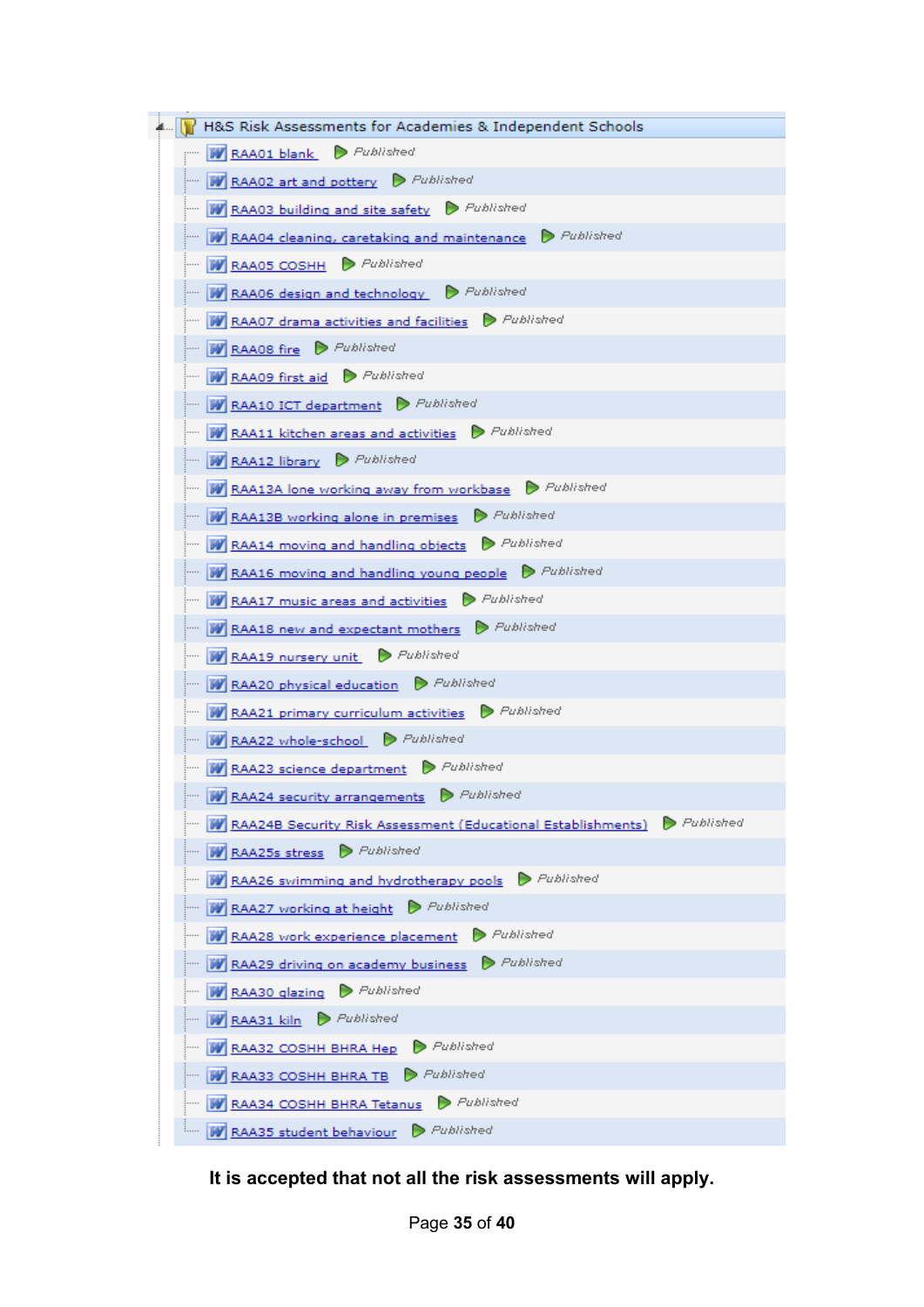H&S Risk Assessments for Academies & Independent Schools

- RAA01 blank — Published
- RAA02 art and pottery — Published
- RAA03 building and site safety — Published
- RAA04 cleaning, caretaking and maintenance — Published
- RAA05 COSHH — Published
- RAA06 design and technology — Published
- RAA07 drama activities and facilities — Published
- RAA08 fire — Published
- RAA09 first aid — Published
- RAA10 ICT department — Published
- RAA11 kitchen areas and activities — Published
- RAA12 library — Published
- RAA13A lone working away from workbase — Published
- RAA13B working alone in premises — Published
- RAA14 moving and handling objects — Published
- RAA16 moving and handling young people — Published
- RAA17 music areas and activities — Published
- RAA18 new and expectant mothers — Published
- RAA19 nursery unit — Published
- RAA20 physical education — Published
- RAA21 primary curriculum activities — Published
- RAA22 whole-school — Published
- RAA23 science department — Published
- RAA24 security arrangements — Published
- RAA24B Security Risk Assessment (Educational Establishments) — Published
- RAA25s stress — Published
- RAA26 swimming and hydrotherapy pools — Published
- RAA27 working at height — Published
- RAA28 work experience placement — Published
- RAA29 driving on academy business — Published
- RAA30 glazing — Published
- RAA31 kiln — Published
- RAA32 COSHH BHRA Hep — Published
- RAA33 COSHH BHRA TB — Published
- RAA34 COSHH BHRA Tetanus — Published
- RAA35 student behaviour — Published

**It is accepted that not all the risk assessments will apply.**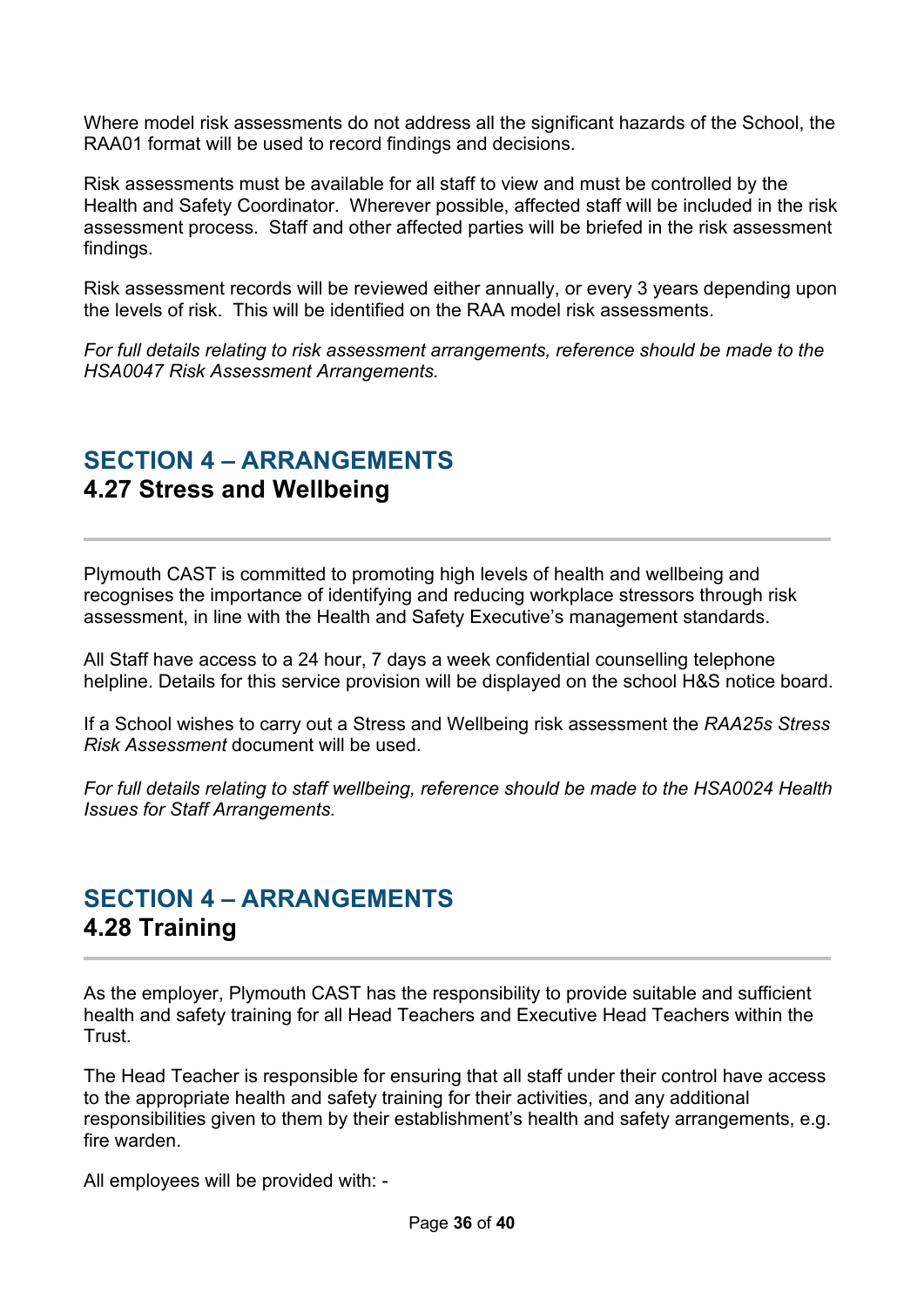Where model risk assessments do not address all the significant hazards of the School, the RAA01 format will be used to record findings and decisions.

Risk assessments must be available for all staff to view and must be controlled by the Health and Safety Coordinator. Wherever possible, affected staff will be included in the risk assessment process. Staff and other affected parties will be briefed in the risk assessment findings.

Risk assessment records will be reviewed either annually, or every 3 years depending upon the levels of risk. This will be identified on the RAA model risk assessments.

*For full details relating to risk assessment arrangements, reference should be made to the HSA0047 Risk Assessment Arrangements.*

## SECTION 4 – ARRANGEMENTS
### 4.27 Stress and Wellbeing

---

Plymouth CAST is committed to promoting high levels of health and wellbeing and recognises the importance of identifying and reducing workplace stressors through risk assessment, in line with the Health and Safety Executive's management standards.

All Staff have access to a 24 hour, 7 days a week confidential counselling telephone helpline. Details for this service provision will be displayed on the school H&S notice board.

If a School wishes to carry out a Stress and Wellbeing risk assessment the *RAA25s Stress Risk Assessment* document will be used.

*For full details relating to staff wellbeing, reference should be made to the HSA0024 Health Issues for Staff Arrangements.*

## SECTION 4 – ARRANGEMENTS
### 4.28 Training

---

As the employer, Plymouth CAST has the responsibility to provide suitable and sufficient health and safety training for all Head Teachers and Executive Head Teachers within the Trust.

The Head Teacher is responsible for ensuring that all staff under their control have access to the appropriate health and safety training for their activities, and any additional responsibilities given to them by their establishment's health and safety arrangements, e.g. fire warden.

All employees will be provided with: -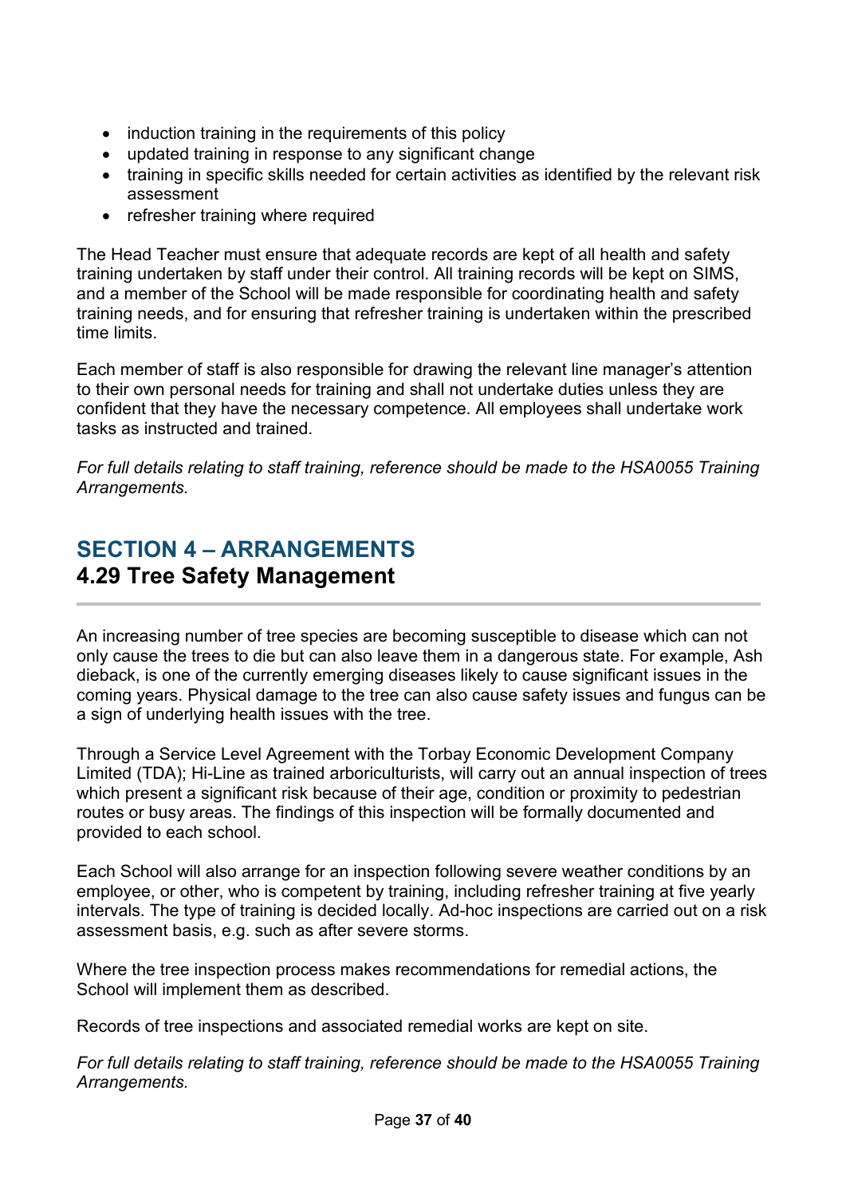- induction training in the requirements of this policy
- updated training in response to any significant change
- training in specific skills needed for certain activities as identified by the relevant risk assessment
- refresher training where required

The Head Teacher must ensure that adequate records are kept of all health and safety training undertaken by staff under their control. All training records will be kept on SIMS, and a member of the School will be made responsible for coordinating health and safety training needs, and for ensuring that refresher training is undertaken within the prescribed time limits.

Each member of staff is also responsible for drawing the relevant line manager's attention to their own personal needs for training and shall not undertake duties unless they are confident that they have the necessary competence. All employees shall undertake work tasks as instructed and trained.

*For full details relating to staff training, reference should be made to the HSA0055 Training Arrangements.*

## SECTION 4 – ARRANGEMENTS

### 4.29 Tree Safety Management

An increasing number of tree species are becoming susceptible to disease which can not only cause the trees to die but can also leave them in a dangerous state. For example, Ash dieback, is one of the currently emerging diseases likely to cause significant issues in the coming years. Physical damage to the tree can also cause safety issues and fungus can be a sign of underlying health issues with the tree.

Through a Service Level Agreement with the Torbay Economic Development Company Limited (TDA); Hi-Line as trained arboriculturists, will carry out an annual inspection of trees which present a significant risk because of their age, condition or proximity to pedestrian routes or busy areas. The findings of this inspection will be formally documented and provided to each school.

Each School will also arrange for an inspection following severe weather conditions by an employee, or other, who is competent by training, including refresher training at five yearly intervals. The type of training is decided locally. Ad-hoc inspections are carried out on a risk assessment basis, e.g. such as after severe storms.

Where the tree inspection process makes recommendations for remedial actions, the School will implement them as described.

Records of tree inspections and associated remedial works are kept on site.

*For full details relating to staff training, reference should be made to the HSA0055 Training Arrangements.*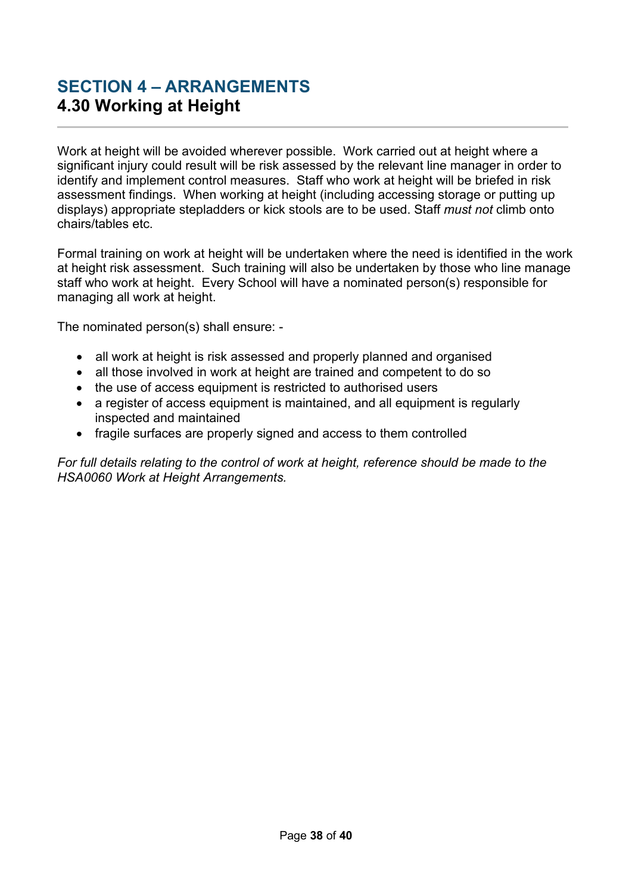## SECTION 4 – ARRANGEMENTS
### 4.30 Working at Height

Work at height will be avoided wherever possible. Work carried out at height where a significant injury could result will be risk assessed by the relevant line manager in order to identify and implement control measures. Staff who work at height will be briefed in risk assessment findings. When working at height (including accessing storage or putting up displays) appropriate stepladders or kick stools are to be used. Staff *must not* climb onto chairs/tables etc.

Formal training on work at height will be undertaken where the need is identified in the work at height risk assessment. Such training will also be undertaken by those who line manage staff who work at height. Every School will have a nominated person(s) responsible for managing all work at height.

The nominated person(s) shall ensure: -

- all work at height is risk assessed and properly planned and organised
- all those involved in work at height are trained and competent to do so
- the use of access equipment is restricted to authorised users
- a register of access equipment is maintained, and all equipment is regularly inspected and maintained
- fragile surfaces are properly signed and access to them controlled

*For full details relating to the control of work at height, reference should be made to the HSA0060 Work at Height Arrangements.*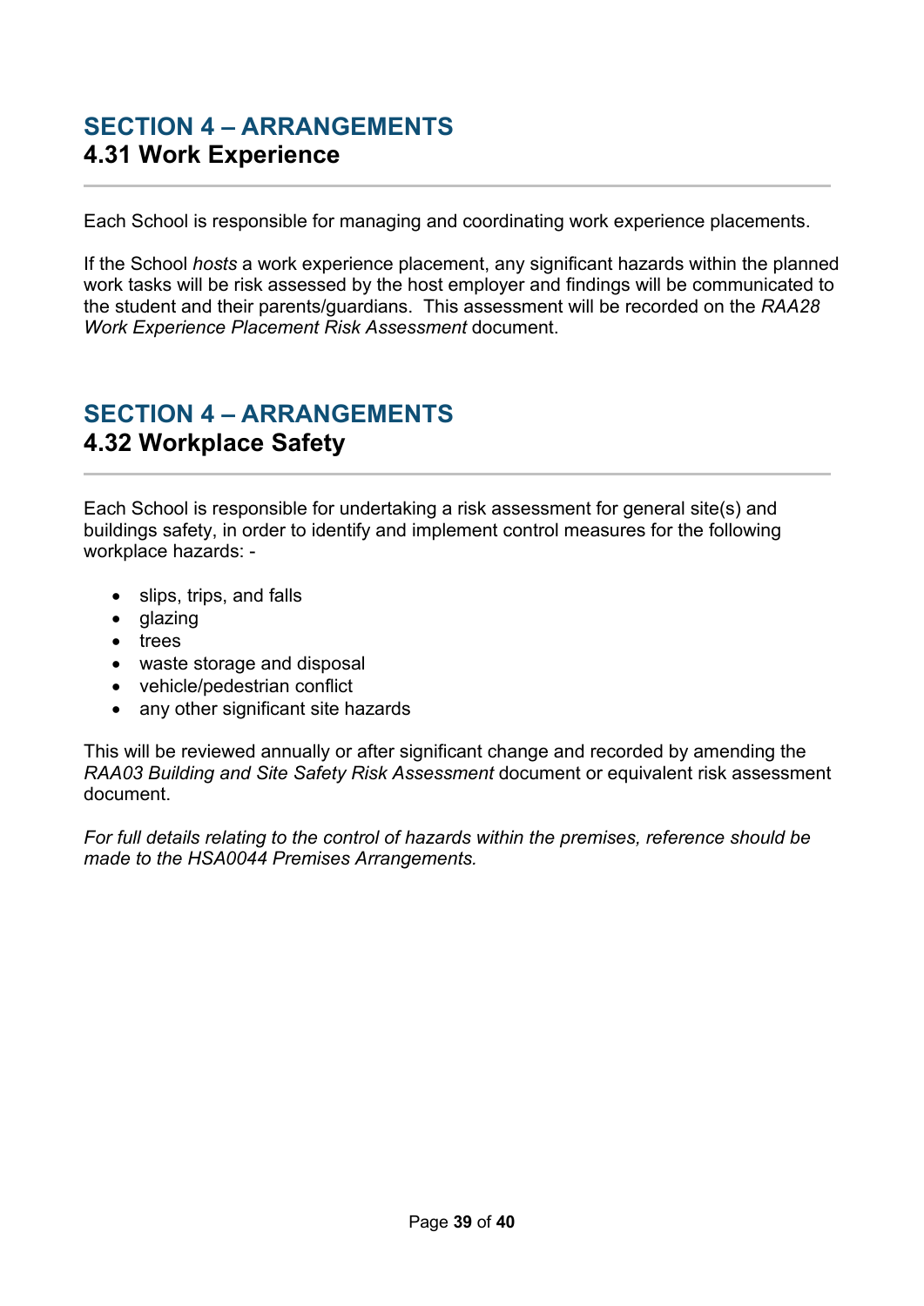## SECTION 4 – ARRANGEMENTS
### 4.31 Work Experience

Each School is responsible for managing and coordinating work experience placements.

If the School *hosts* a work experience placement, any significant hazards within the planned work tasks will be risk assessed by the host employer and findings will be communicated to the student and their parents/guardians. This assessment will be recorded on the *RAA28 Work Experience Placement Risk Assessment* document.

## SECTION 4 – ARRANGEMENTS
### 4.32 Workplace Safety

Each School is responsible for undertaking a risk assessment for general site(s) and buildings safety, in order to identify and implement control measures for the following workplace hazards: -

- slips, trips, and falls
- glazing
- trees
- waste storage and disposal
- vehicle/pedestrian conflict
- any other significant site hazards

This will be reviewed annually or after significant change and recorded by amending the *RAA03 Building and Site Safety Risk Assessment* document or equivalent risk assessment document.

*For full details relating to the control of hazards within the premises, reference should be made to the HSA0044 Premises Arrangements.*